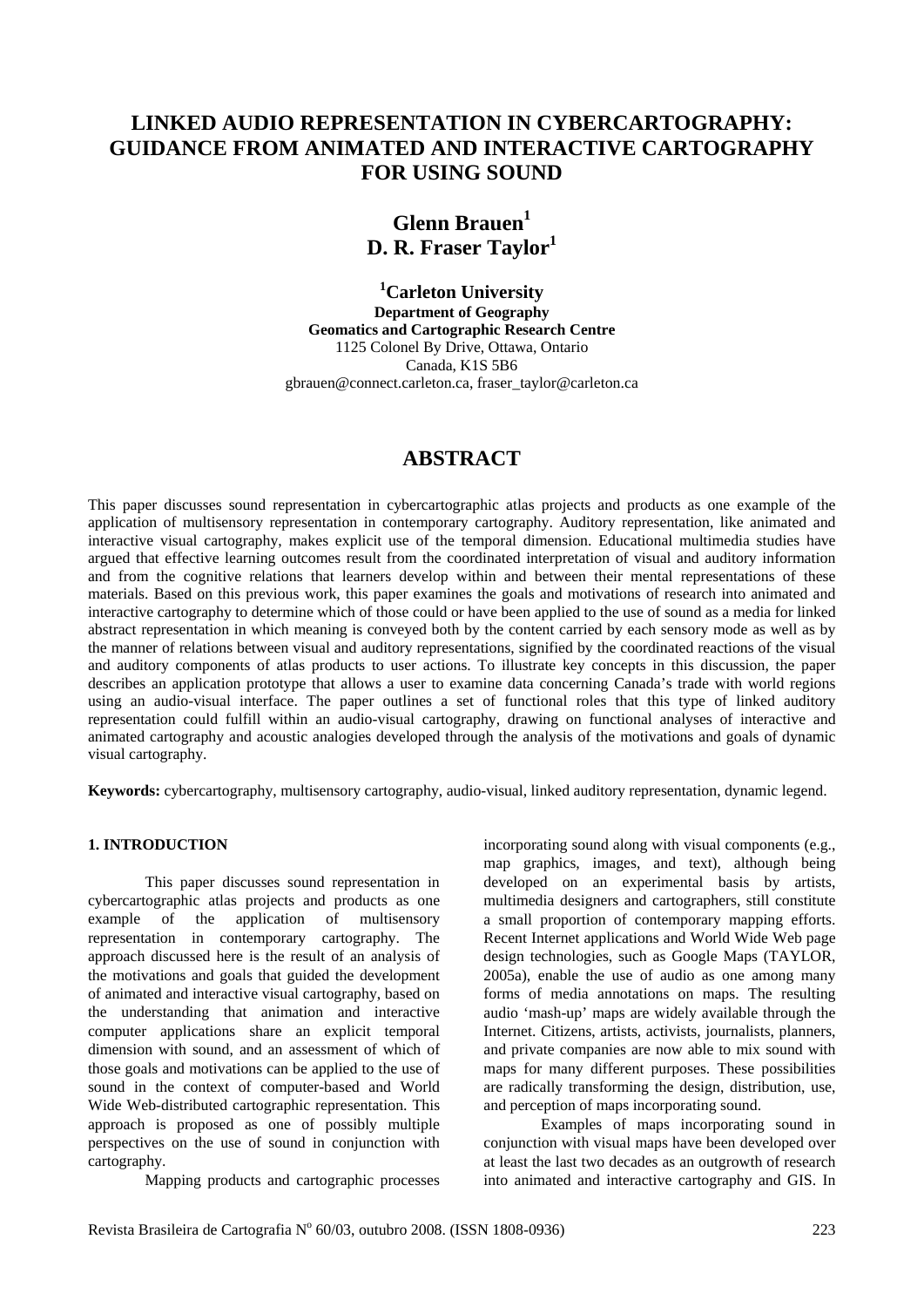# LINKED AUDIO REPRESENTATION IN CYBERCARTOGRAPHY: GUIDANCE FROM ANIMATED AND INTERACTIVE CARTOGRAPHY FOR USING SOUND

**Glenn Brauen[1]**
**D. R. Fraser Taylor[1]**

**[1]Carleton University**
**Department of Geography**
**Geomatics and Cartographic Research Centre**
1125 Colonel By Drive, Ottawa, Ontario
Canada, K1S 5B6
gbrauen@connect.carleton.ca, fraser_taylor@carleton.ca

## ABSTRACT

This paper discusses sound representation in cybercartographic atlas projects and products as one example of the application of multisensory representation in contemporary cartography. Auditory representation, like animated and interactive visual cartography, makes explicit use of the temporal dimension. Educational multimedia studies have argued that effective learning outcomes result from the coordinated interpretation of visual and auditory information and from the cognitive relations that learners develop within and between their mental representations of these materials. Based on this previous work, this paper examines the goals and motivations of research into animated and interactive cartography to determine which of those could or have been applied to the use of sound as a media for linked abstract representation in which meaning is conveyed both by the content carried by each sensory mode as well as by the manner of relations between visual and auditory representations, signified by the coordinated reactions of the visual and auditory components of atlas products to user actions. To illustrate key concepts in this discussion, the paper describes an application prototype that allows a user to examine data concerning Canada's trade with world regions using an audio-visual interface. The paper outlines a set of functional roles that this type of linked auditory representation could fulfill within an audio-visual cartography, drawing on functional analyses of interactive and animated cartography and acoustic analogies developed through the analysis of the motivations and goals of dynamic visual cartography.

**Keywords:** cybercartography, multisensory cartography, audio-visual, linked auditory representation, dynamic legend.

### 1. INTRODUCTION

This paper discusses sound representation in cybercartographic atlas projects and products as one example of the application of multisensory representation in contemporary cartography. The approach discussed here is the result of an analysis of the motivations and goals that guided the development of animated and interactive visual cartography, based on the understanding that animation and interactive computer applications share an explicit temporal dimension with sound, and an assessment of which of those goals and motivations can be applied to the use of sound in the context of computer-based and World Wide Web-distributed cartographic representation. This approach is proposed as one of possibly multiple perspectives on the use of sound in conjunction with cartography.

Mapping products and cartographic processes incorporating sound along with visual components (e.g., map graphics, images, and text), although being developed on an experimental basis by artists, multimedia designers and cartographers, still constitute a small proportion of contemporary mapping efforts. Recent Internet applications and World Wide Web page design technologies, such as Google Maps (TAYLOR, 2005a), enable the use of audio as one among many forms of media annotations on maps. The resulting audio 'mash-up' maps are widely available through the Internet. Citizens, artists, activists, journalists, planners, and private companies are now able to mix sound with maps for many different purposes. These possibilities are radically transforming the design, distribution, use, and perception of maps incorporating sound.

Examples of maps incorporating sound in conjunction with visual maps have been developed over at least the last two decades as an outgrowth of research into animated and interactive cartography and GIS. In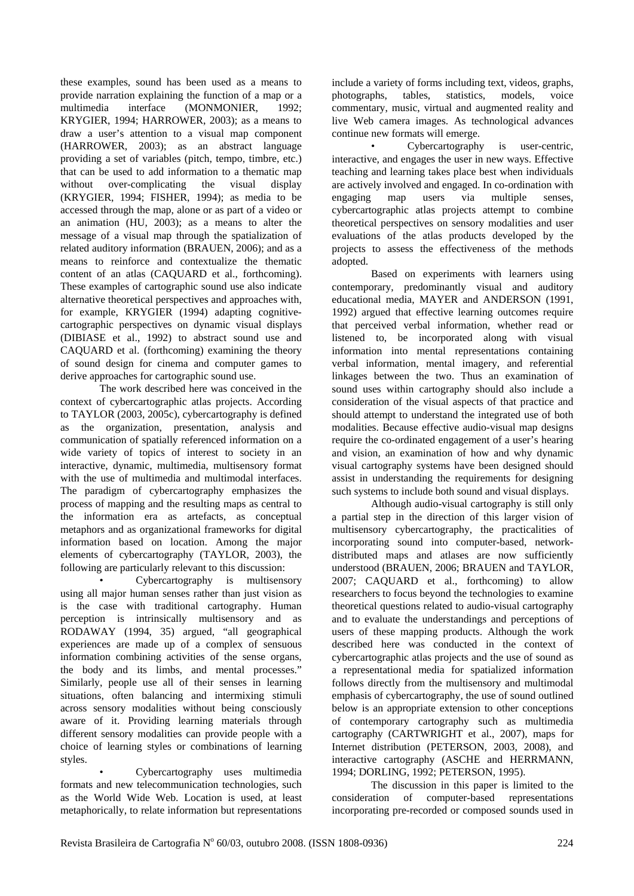these examples, sound has been used as a means to provide narration explaining the function of a map or a multimedia interface (MONMONIER, 1992; KRYGIER, 1994; HARROWER, 2003); as a means to draw a user's attention to a visual map component (HARROWER, 2003); as an abstract language providing a set of variables (pitch, tempo, timbre, etc.) that can be used to add information to a thematic map without over-complicating the visual display (KRYGIER, 1994; FISHER, 1994); as media to be accessed through the map, alone or as part of a video or an animation (HU, 2003); as a means to alter the message of a visual map through the spatialization of related auditory information (BRAUEN, 2006); and as a means to reinforce and contextualize the thematic content of an atlas (CAQUARD et al., forthcoming). These examples of cartographic sound use also indicate alternative theoretical perspectives and approaches with, for example, KRYGIER (1994) adapting cognitive-cartographic perspectives on dynamic visual displays (DIBIASE et al., 1992) to abstract sound use and CAQUARD et al. (forthcoming) examining the theory of sound design for cinema and computer games to derive approaches for cartographic sound use.

The work described here was conceived in the context of cybercartographic atlas projects. According to TAYLOR (2003, 2005c), cybercartography is defined as the organization, presentation, analysis and communication of spatially referenced information on a wide variety of topics of interest to society in an interactive, dynamic, multimedia, multisensory format with the use of multimedia and multimodal interfaces. The paradigm of cybercartography emphasizes the process of mapping and the resulting maps as central to the information era as artefacts, as conceptual metaphors and as organizational frameworks for digital information based on location. Among the major elements of cybercartography (TAYLOR, 2003), the following are particularly relevant to this discussion:

- Cybercartography is multisensory using all major human senses rather than just vision as is the case with traditional cartography. Human perception is intrinsically multisensory and as RODAWAY (1994, 35) argued, "all geographical experiences are made up of a complex of sensuous information combining activities of the sense organs, the body and its limbs, and mental processes." Similarly, people use all of their senses in learning situations, often balancing and intermixing stimuli across sensory modalities without being consciously aware of it. Providing learning materials through different sensory modalities can provide people with a choice of learning styles or combinations of learning styles.
- Cybercartography uses multimedia formats and new telecommunication technologies, such as the World Wide Web. Location is used, at least metaphorically, to relate information but representations include a variety of forms including text, videos, graphs, photographs, tables, statistics, models, voice commentary, music, virtual and augmented reality and live Web camera images. As technological advances continue new formats will emerge.
- Cybercartography is user-centric, interactive, and engages the user in new ways. Effective teaching and learning takes place best when individuals are actively involved and engaged. In co-ordination with engaging map users via multiple senses, cybercartographic atlas projects attempt to combine theoretical perspectives on sensory modalities and user evaluations of the atlas products developed by the projects to assess the effectiveness of the methods adopted.

Based on experiments with learners using contemporary, predominantly visual and auditory educational media, MAYER and ANDERSON (1991, 1992) argued that effective learning outcomes require that perceived verbal information, whether read or listened to, be incorporated along with visual information into mental representations containing verbal information, mental imagery, and referential linkages between the two. Thus an examination of sound uses within cartography should also include a consideration of the visual aspects of that practice and should attempt to understand the integrated use of both modalities. Because effective audio-visual map designs require the co-ordinated engagement of a user's hearing and vision, an examination of how and why dynamic visual cartography systems have been designed should assist in understanding the requirements for designing such systems to include both sound and visual displays.

Although audio-visual cartography is still only a partial step in the direction of this larger vision of multisensory cybercartography, the practicalities of incorporating sound into computer-based, network-distributed maps and atlases are now sufficiently understood (BRAUEN, 2006; BRAUEN and TAYLOR, 2007; CAQUARD et al., forthcoming) to allow researchers to focus beyond the technologies to examine theoretical questions related to audio-visual cartography and to evaluate the understandings and perceptions of users of these mapping products. Although the work described here was conducted in the context of cybercartographic atlas projects and the use of sound as a representational media for spatialized information follows directly from the multisensory and multimodal emphasis of cybercartography, the use of sound outlined below is an appropriate extension to other conceptions of contemporary cartography such as multimedia cartography (CARTWRIGHT et al., 2007), maps for Internet distribution (PETERSON, 2003, 2008), and interactive cartography (ASCHE and HERRMANN, 1994; DORLING, 1992; PETERSON, 1995).

The discussion in this paper is limited to the consideration of computer-based representations incorporating pre-recorded or composed sounds used in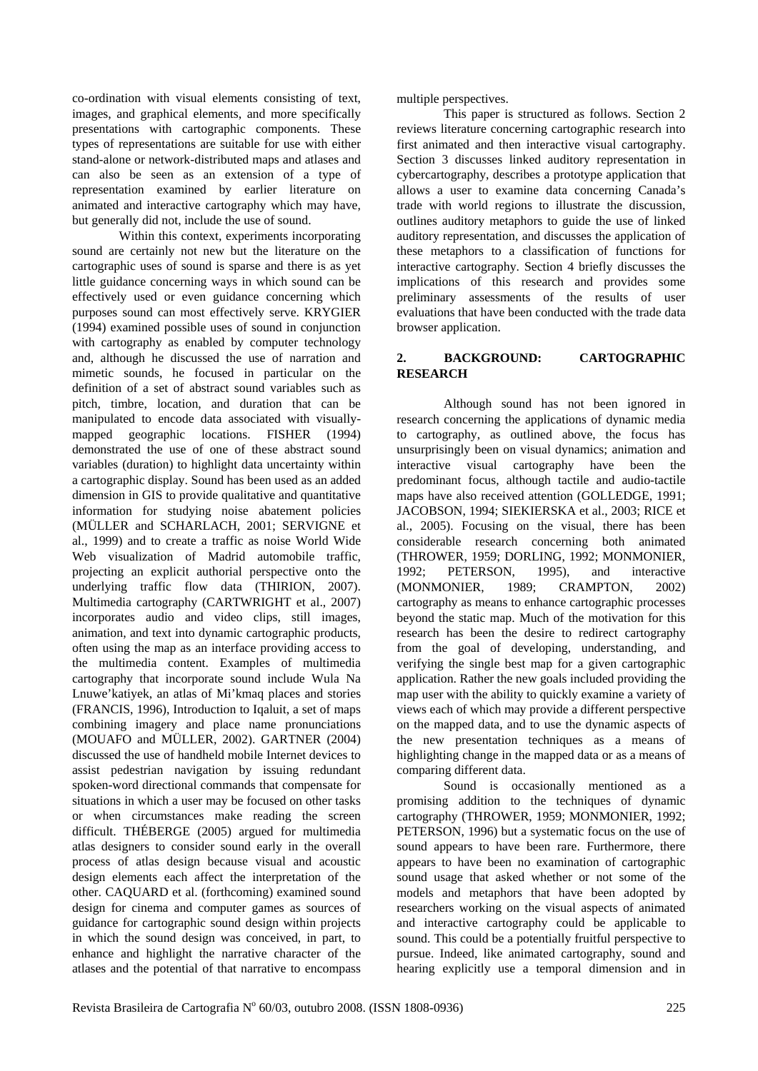co-ordination with visual elements consisting of text, images, and graphical elements, and more specifically presentations with cartographic components. These types of representations are suitable for use with either stand-alone or network-distributed maps and atlases and can also be seen as an extension of a type of representation examined by earlier literature on animated and interactive cartography which may have, but generally did not, include the use of sound.

Within this context, experiments incorporating sound are certainly not new but the literature on the cartographic uses of sound is sparse and there is as yet little guidance concerning ways in which sound can be effectively used or even guidance concerning which purposes sound can most effectively serve. KRYGIER (1994) examined possible uses of sound in conjunction with cartography as enabled by computer technology and, although he discussed the use of narration and mimetic sounds, he focused in particular on the definition of a set of abstract sound variables such as pitch, timbre, location, and duration that can be manipulated to encode data associated with visually-mapped geographic locations. FISHER (1994) demonstrated the use of one of these abstract sound variables (duration) to highlight data uncertainty within a cartographic display. Sound has been used as an added dimension in GIS to provide qualitative and quantitative information for studying noise abatement policies (MÜLLER and SCHARLACH, 2001; SERVIGNE et al., 1999) and to create a traffic as noise World Wide Web visualization of Madrid automobile traffic, projecting an explicit authorial perspective onto the underlying traffic flow data (THIRION, 2007). Multimedia cartography (CARTWRIGHT et al., 2007) incorporates audio and video clips, still images, animation, and text into dynamic cartographic products, often using the map as an interface providing access to the multimedia content. Examples of multimedia cartography that incorporate sound include Wula Na Lnuwe'katiyek, an atlas of Mi'kmaq places and stories (FRANCIS, 1996), Introduction to Iqaluit, a set of maps combining imagery and place name pronunciations (MOUAFO and MÜLLER, 2002). GARTNER (2004) discussed the use of handheld mobile Internet devices to assist pedestrian navigation by issuing redundant spoken-word directional commands that compensate for situations in which a user may be focused on other tasks or when circumstances make reading the screen difficult. THÉBERGE (2005) argued for multimedia atlas designers to consider sound early in the overall process of atlas design because visual and acoustic design elements each affect the interpretation of the other. CAQUARD et al. (forthcoming) examined sound design for cinema and computer games as sources of guidance for cartographic sound design within projects in which the sound design was conceived, in part, to enhance and highlight the narrative character of the atlases and the potential of that narrative to encompass multiple perspectives.

This paper is structured as follows. Section 2 reviews literature concerning cartographic research into first animated and then interactive visual cartography. Section 3 discusses linked auditory representation in cybercartography, describes a prototype application that allows a user to examine data concerning Canada's trade with world regions to illustrate the discussion, outlines auditory metaphors to guide the use of linked auditory representation, and discusses the application of these metaphors to a classification of functions for interactive cartography. Section 4 briefly discusses the implications of this research and provides some preliminary assessments of the results of user evaluations that have been conducted with the trade data browser application.

## 2. BACKGROUND: CARTOGRAPHIC RESEARCH

Although sound has not been ignored in research concerning the applications of dynamic media to cartography, as outlined above, the focus has unsurprisingly been on visual dynamics; animation and interactive visual cartography have been the predominant focus, although tactile and audio-tactile maps have also received attention (GOLLEDGE, 1991; JACOBSON, 1994; SIEKIERSKA et al., 2003; RICE et al., 2005). Focusing on the visual, there has been considerable research concerning both animated (THROWER, 1959; DORLING, 1992; MONMONIER, 1992; PETERSON, 1995), and interactive (MONMONIER, 1989; CRAMPTON, 2002) cartography as means to enhance cartographic processes beyond the static map. Much of the motivation for this research has been the desire to redirect cartography from the goal of developing, understanding, and verifying the single best map for a given cartographic application. Rather the new goals included providing the map user with the ability to quickly examine a variety of views each of which may provide a different perspective on the mapped data, and to use the dynamic aspects of the new presentation techniques as a means of highlighting change in the mapped data or as a means of comparing different data.

Sound is occasionally mentioned as a promising addition to the techniques of dynamic cartography (THROWER, 1959; MONMONIER, 1992; PETERSON, 1996) but a systematic focus on the use of sound appears to have been rare. Furthermore, there appears to have been no examination of cartographic sound usage that asked whether or not some of the models and metaphors that have been adopted by researchers working on the visual aspects of animated and interactive cartography could be applicable to sound. This could be a potentially fruitful perspective to pursue. Indeed, like animated cartography, sound and hearing explicitly use a temporal dimension and in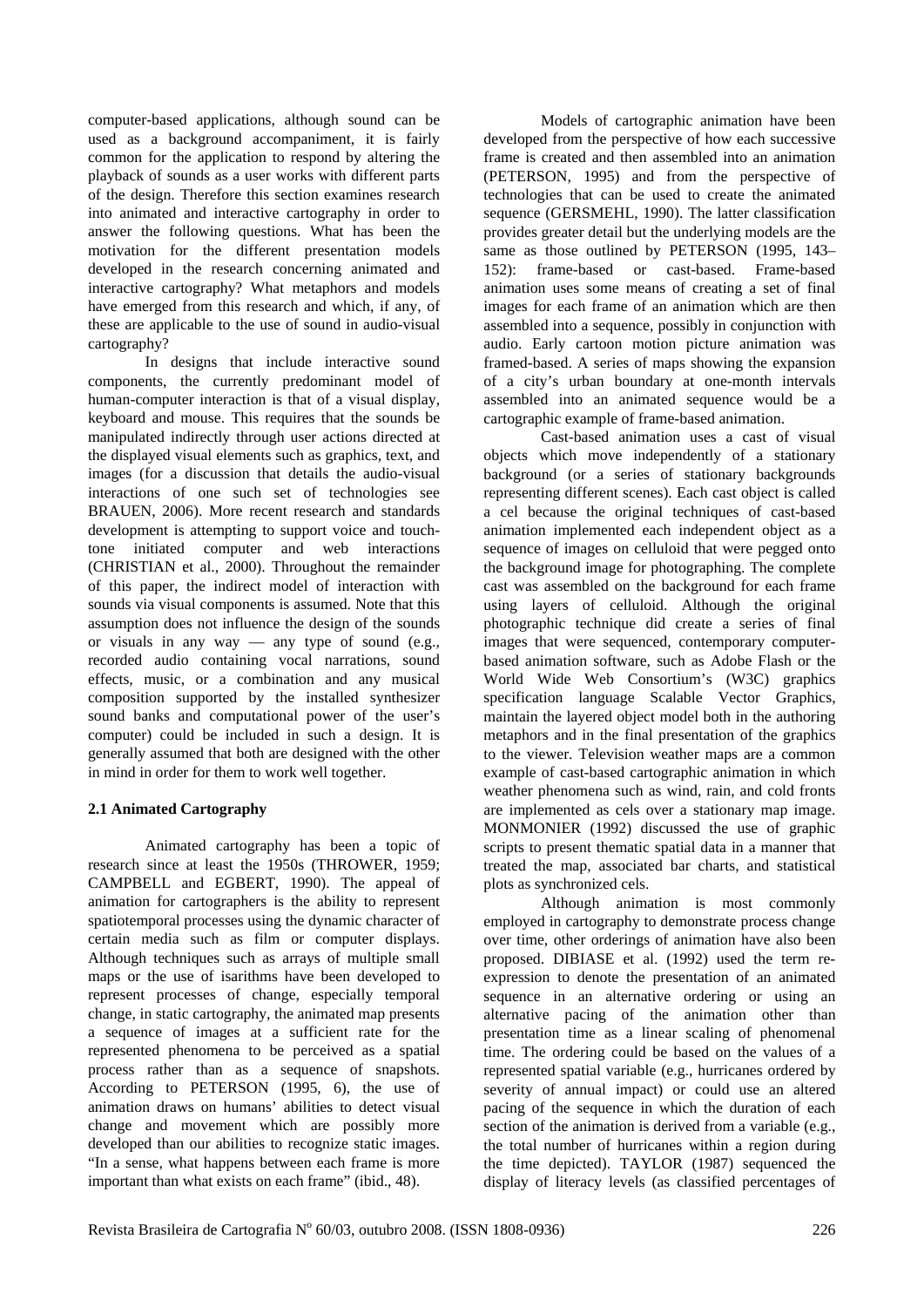computer-based applications, although sound can be used as a background accompaniment, it is fairly common for the application to respond by altering the playback of sounds as a user works with different parts of the design. Therefore this section examines research into animated and interactive cartography in order to answer the following questions. What has been the motivation for the different presentation models developed in the research concerning animated and interactive cartography? What metaphors and models have emerged from this research and which, if any, of these are applicable to the use of sound in audio-visual cartography?

In designs that include interactive sound components, the currently predominant model of human-computer interaction is that of a visual display, keyboard and mouse. This requires that the sounds be manipulated indirectly through user actions directed at the displayed visual elements such as graphics, text, and images (for a discussion that details the audio-visual interactions of one such set of technologies see BRAUEN, 2006). More recent research and standards development is attempting to support voice and touch-tone initiated computer and web interactions (CHRISTIAN et al., 2000). Throughout the remainder of this paper, the indirect model of interaction with sounds via visual components is assumed. Note that this assumption does not influence the design of the sounds or visuals in any way — any type of sound (e.g., recorded audio containing vocal narrations, sound effects, music, or a combination and any musical composition supported by the installed synthesizer sound banks and computational power of the user's computer) could be included in such a design. It is generally assumed that both are designed with the other in mind in order for them to work well together.

## 2.1 Animated Cartography

Animated cartography has been a topic of research since at least the 1950s (THROWER, 1959; CAMPBELL and EGBERT, 1990). The appeal of animation for cartographers is the ability to represent spatiotemporal processes using the dynamic character of certain media such as film or computer displays. Although techniques such as arrays of multiple small maps or the use of isarithms have been developed to represent processes of change, especially temporal change, in static cartography, the animated map presents a sequence of images at a sufficient rate for the represented phenomena to be perceived as a spatial process rather than as a sequence of snapshots. According to PETERSON (1995, 6), the use of animation draws on humans' abilities to detect visual change and movement which are possibly more developed than our abilities to recognize static images. "In a sense, what happens between each frame is more important than what exists on each frame" (ibid., 48).

Models of cartographic animation have been developed from the perspective of how each successive frame is created and then assembled into an animation (PETERSON, 1995) and from the perspective of technologies that can be used to create the animated sequence (GERSMEHL, 1990). The latter classification provides greater detail but the underlying models are the same as those outlined by PETERSON (1995, 143–152): frame-based or cast-based. Frame-based animation uses some means of creating a set of final images for each frame of an animation which are then assembled into a sequence, possibly in conjunction with audio. Early cartoon motion picture animation was framed-based. A series of maps showing the expansion of a city's urban boundary at one-month intervals assembled into an animated sequence would be a cartographic example of frame-based animation.

Cast-based animation uses a cast of visual objects which move independently of a stationary background (or a series of stationary backgrounds representing different scenes). Each cast object is called a cel because the original techniques of cast-based animation implemented each independent object as a sequence of images on celluloid that were pegged onto the background image for photographing. The complete cast was assembled on the background for each frame using layers of celluloid. Although the original photographic technique did create a series of final images that were sequenced, contemporary computer-based animation software, such as Adobe Flash or the World Wide Web Consortium's (W3C) graphics specification language Scalable Vector Graphics, maintain the layered object model both in the authoring metaphors and in the final presentation of the graphics to the viewer. Television weather maps are a common example of cast-based cartographic animation in which weather phenomena such as wind, rain, and cold fronts are implemented as cels over a stationary map image. MONMONIER (1992) discussed the use of graphic scripts to present thematic spatial data in a manner that treated the map, associated bar charts, and statistical plots as synchronized cels.

Although animation is most commonly employed in cartography to demonstrate process change over time, other orderings of animation have also been proposed. DIBIASE et al. (1992) used the term re-expression to denote the presentation of an animated sequence in an alternative ordering or using an alternative pacing of the animation other than presentation time as a linear scaling of phenomenal time. The ordering could be based on the values of a represented spatial variable (e.g., hurricanes ordered by severity of annual impact) or could use an altered pacing of the sequence in which the duration of each section of the animation is derived from a variable (e.g., the total number of hurricanes within a region during the time depicted). TAYLOR (1987) sequenced the display of literacy levels (as classified percentages of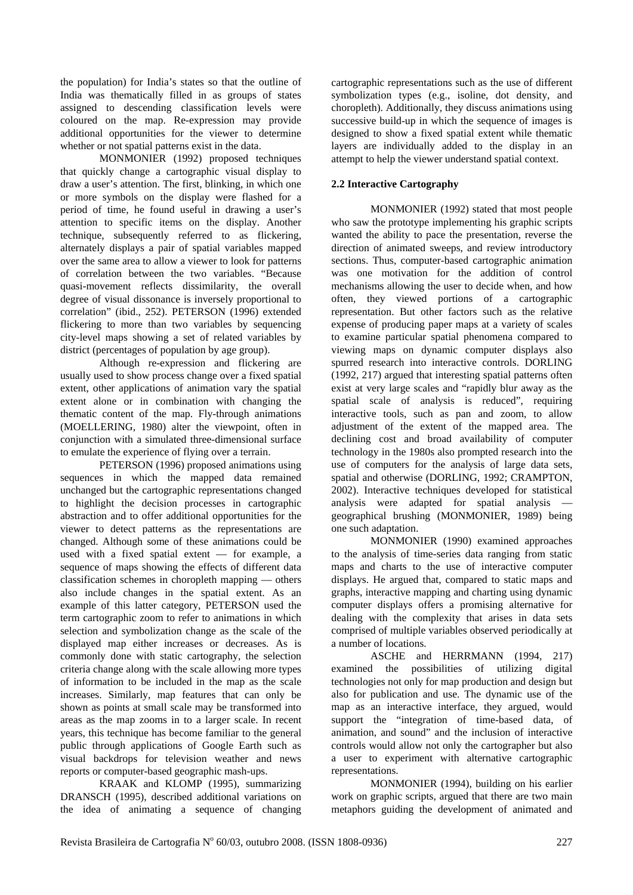the population) for India's states so that the outline of India was thematically filled in as groups of states assigned to descending classification levels were coloured on the map. Re-expression may provide additional opportunities for the viewer to determine whether or not spatial patterns exist in the data.

MONMONIER (1992) proposed techniques that quickly change a cartographic visual display to draw a user's attention. The first, blinking, in which one or more symbols on the display were flashed for a period of time, he found useful in drawing a user's attention to specific items on the display. Another technique, subsequently referred to as flickering, alternately displays a pair of spatial variables mapped over the same area to allow a viewer to look for patterns of correlation between the two variables. "Because quasi-movement reflects dissimilarity, the overall degree of visual dissonance is inversely proportional to correlation" (ibid., 252). PETERSON (1996) extended flickering to more than two variables by sequencing city-level maps showing a set of related variables by district (percentages of population by age group).

Although re-expression and flickering are usually used to show process change over a fixed spatial extent, other applications of animation vary the spatial extent alone or in combination with changing the thematic content of the map. Fly-through animations (MOELLERING, 1980) alter the viewpoint, often in conjunction with a simulated three-dimensional surface to emulate the experience of flying over a terrain.

PETERSON (1996) proposed animations using sequences in which the mapped data remained unchanged but the cartographic representations changed to highlight the decision processes in cartographic abstraction and to offer additional opportunities for the viewer to detect patterns as the representations are changed. Although some of these animations could be used with a fixed spatial extent — for example, a sequence of maps showing the effects of different data classification schemes in choropleth mapping — others also include changes in the spatial extent. As an example of this latter category, PETERSON used the term cartographic zoom to refer to animations in which selection and symbolization change as the scale of the displayed map either increases or decreases. As is commonly done with static cartography, the selection criteria change along with the scale allowing more types of information to be included in the map as the scale increases. Similarly, map features that can only be shown as points at small scale may be transformed into areas as the map zooms in to a larger scale. In recent years, this technique has become familiar to the general public through applications of Google Earth such as visual backdrops for television weather and news reports or computer-based geographic mash-ups.

KRAAK and KLOMP (1995), summarizing DRANSCH (1995), described additional variations on the idea of animating a sequence of changing cartographic representations such as the use of different symbolization types (e.g., isoline, dot density, and choropleth). Additionally, they discuss animations using successive build-up in which the sequence of images is designed to show a fixed spatial extent while thematic layers are individually added to the display in an attempt to help the viewer understand spatial context.

### 2.2 Interactive Cartography

MONMONIER (1992) stated that most people who saw the prototype implementing his graphic scripts wanted the ability to pace the presentation, reverse the direction of animated sweeps, and review introductory sections. Thus, computer-based cartographic animation was one motivation for the addition of control mechanisms allowing the user to decide when, and how often, they viewed portions of a cartographic representation. But other factors such as the relative expense of producing paper maps at a variety of scales to examine particular spatial phenomena compared to viewing maps on dynamic computer displays also spurred research into interactive controls. DORLING (1992, 217) argued that interesting spatial patterns often exist at very large scales and "rapidly blur away as the spatial scale of analysis is reduced", requiring interactive tools, such as pan and zoom, to allow adjustment of the extent of the mapped area. The declining cost and broad availability of computer technology in the 1980s also prompted research into the use of computers for the analysis of large data sets, spatial and otherwise (DORLING, 1992; CRAMPTON, 2002). Interactive techniques developed for statistical analysis were adapted for spatial analysis — geographical brushing (MONMONIER, 1989) being one such adaptation.

MONMONIER (1990) examined approaches to the analysis of time-series data ranging from static maps and charts to the use of interactive computer displays. He argued that, compared to static maps and graphs, interactive mapping and charting using dynamic computer displays offers a promising alternative for dealing with the complexity that arises in data sets comprised of multiple variables observed periodically at a number of locations.

ASCHE and HERRMANN (1994, 217) examined the possibilities of utilizing digital technologies not only for map production and design but also for publication and use. The dynamic use of the map as an interactive interface, they argued, would support the "integration of time-based data, of animation, and sound" and the inclusion of interactive controls would allow not only the cartographer but also a user to experiment with alternative cartographic representations.

MONMONIER (1994), building on his earlier work on graphic scripts, argued that there are two main metaphors guiding the development of animated and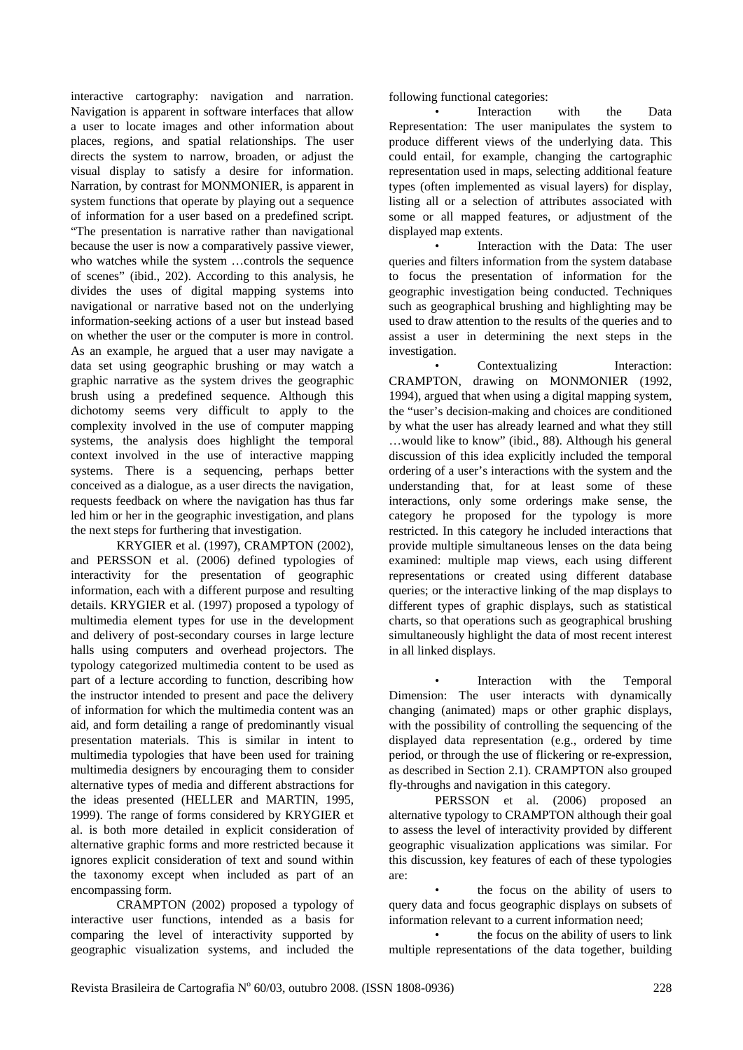interactive cartography: navigation and narration. Navigation is apparent in software interfaces that allow a user to locate images and other information about places, regions, and spatial relationships. The user directs the system to narrow, broaden, or adjust the visual display to satisfy a desire for information. Narration, by contrast for MONMONIER, is apparent in system functions that operate by playing out a sequence of information for a user based on a predefined script. "The presentation is narrative rather than navigational because the user is now a comparatively passive viewer, who watches while the system …controls the sequence of scenes" (ibid., 202). According to this analysis, he divides the uses of digital mapping systems into navigational or narrative based not on the underlying information-seeking actions of a user but instead based on whether the user or the computer is more in control. As an example, he argued that a user may navigate a data set using geographic brushing or may watch a graphic narrative as the system drives the geographic brush using a predefined sequence. Although this dichotomy seems very difficult to apply to the complexity involved in the use of computer mapping systems, the analysis does highlight the temporal context involved in the use of interactive mapping systems. There is a sequencing, perhaps better conceived as a dialogue, as a user directs the navigation, requests feedback on where the navigation has thus far led him or her in the geographic investigation, and plans the next steps for furthering that investigation.

KRYGIER et al. (1997), CRAMPTON (2002), and PERSSON et al. (2006) defined typologies of interactivity for the presentation of geographic information, each with a different purpose and resulting details. KRYGIER et al. (1997) proposed a typology of multimedia element types for use in the development and delivery of post-secondary courses in large lecture halls using computers and overhead projectors. The typology categorized multimedia content to be used as part of a lecture according to function, describing how the instructor intended to present and pace the delivery of information for which the multimedia content was an aid, and form detailing a range of predominantly visual presentation materials. This is similar in intent to multimedia typologies that have been used for training multimedia designers by encouraging them to consider alternative types of media and different abstractions for the ideas presented (HELLER and MARTIN, 1995, 1999). The range of forms considered by KRYGIER et al. is both more detailed in explicit consideration of alternative graphic forms and more restricted because it ignores explicit consideration of text and sound within the taxonomy except when included as part of an encompassing form.

CRAMPTON (2002) proposed a typology of interactive user functions, intended as a basis for comparing the level of interactivity supported by geographic visualization systems, and included the following functional categories:

- Interaction with the Data Representation: The user manipulates the system to produce different views of the underlying data. This could entail, for example, changing the cartographic representation used in maps, selecting additional feature types (often implemented as visual layers) for display, listing all or a selection of attributes associated with some or all mapped features, or adjustment of the displayed map extents.
- Interaction with the Data: The user queries and filters information from the system database to focus the presentation of information for the geographic investigation being conducted. Techniques such as geographical brushing and highlighting may be used to draw attention to the results of the queries and to assist a user in determining the next steps in the investigation.
- Contextualizing Interaction: CRAMPTON, drawing on MONMONIER (1992, 1994), argued that when using a digital mapping system, the "user's decision-making and choices are conditioned by what the user has already learned and what they still …would like to know" (ibid., 88). Although his general discussion of this idea explicitly included the temporal ordering of a user's interactions with the system and the understanding that, for at least some of these interactions, only some orderings make sense, the category he proposed for the typology is more restricted. In this category he included interactions that provide multiple simultaneous lenses on the data being examined: multiple map views, each using different representations or created using different database queries; or the interactive linking of the map displays to different types of graphic displays, such as statistical charts, so that operations such as geographical brushing simultaneously highlight the data of most recent interest in all linked displays.
- Interaction with the Temporal Dimension: The user interacts with dynamically changing (animated) maps or other graphic displays, with the possibility of controlling the sequencing of the displayed data representation (e.g., ordered by time period, or through the use of flickering or re-expression, as described in Section 2.1). CRAMPTON also grouped fly-throughs and navigation in this category.

PERSSON et al. (2006) proposed an alternative typology to CRAMPTON although their goal to assess the level of interactivity provided by different geographic visualization applications was similar. For this discussion, key features of each of these typologies are:

- the focus on the ability of users to query data and focus geographic displays on subsets of information relevant to a current information need;
- the focus on the ability of users to link multiple representations of the data together, building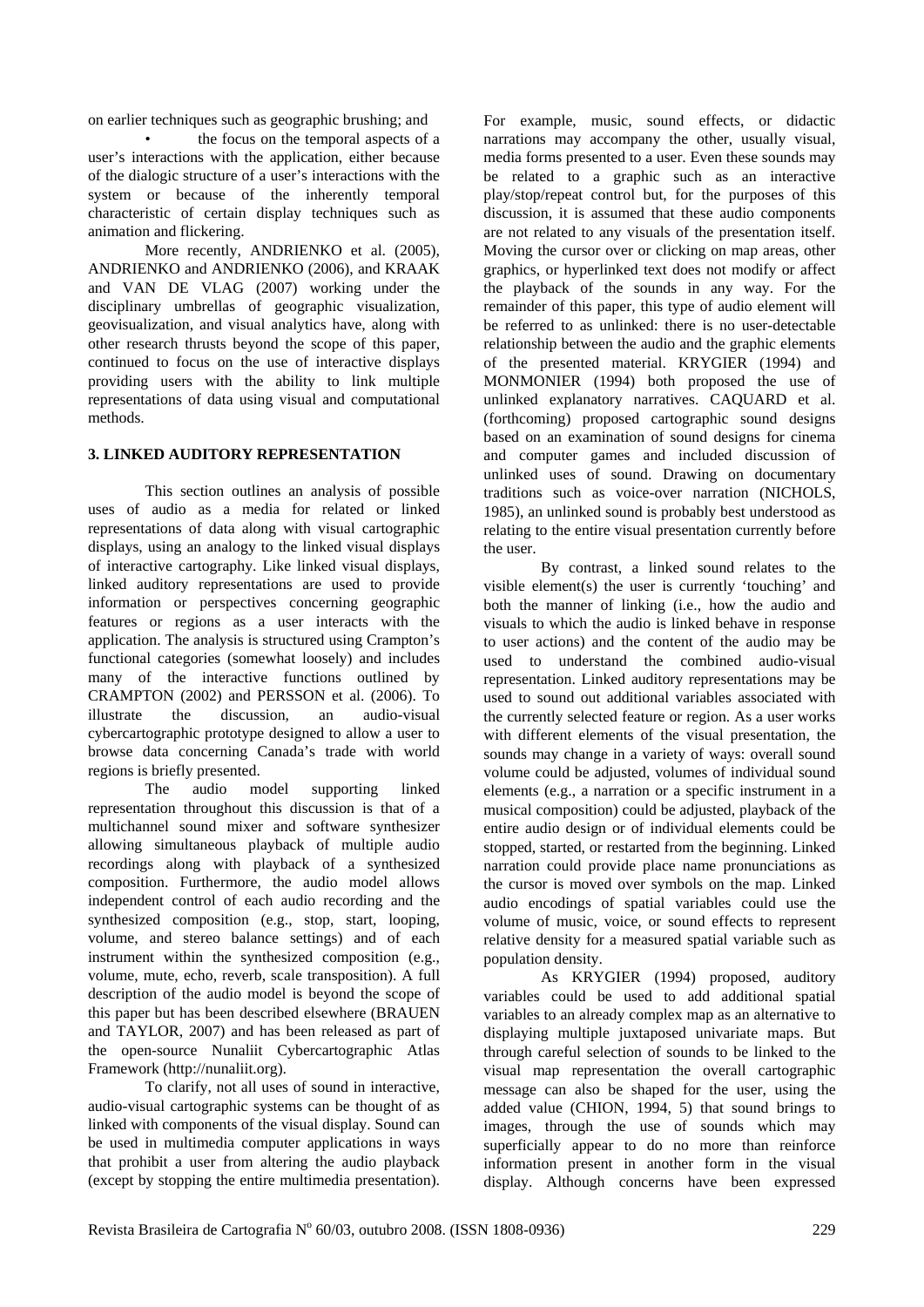on earlier techniques such as geographic brushing; and

- the focus on the temporal aspects of a user's interactions with the application, either because of the dialogic structure of a user's interactions with the system or because of the inherently temporal characteristic of certain display techniques such as animation and flickering.

More recently, ANDRIENKO et al. (2005), ANDRIENKO and ANDRIENKO (2006), and KRAAK and VAN DE VLAG (2007) working under the disciplinary umbrellas of geographic visualization, geovisualization, and visual analytics have, along with other research thrusts beyond the scope of this paper, continued to focus on the use of interactive displays providing users with the ability to link multiple representations of data using visual and computational methods.

## 3. LINKED AUDITORY REPRESENTATION

This section outlines an analysis of possible uses of audio as a media for related or linked representations of data along with visual cartographic displays, using an analogy to the linked visual displays of interactive cartography. Like linked visual displays, linked auditory representations are used to provide information or perspectives concerning geographic features or regions as a user interacts with the application. The analysis is structured using Crampton's functional categories (somewhat loosely) and includes many of the interactive functions outlined by CRAMPTON (2002) and PERSSON et al. (2006). To illustrate the discussion, an audio-visual cybercartographic prototype designed to allow a user to browse data concerning Canada's trade with world regions is briefly presented.

The audio model supporting linked representation throughout this discussion is that of a multichannel sound mixer and software synthesizer allowing simultaneous playback of multiple audio recordings along with playback of a synthesized composition. Furthermore, the audio model allows independent control of each audio recording and the synthesized composition (e.g., stop, start, looping, volume, and stereo balance settings) and of each instrument within the synthesized composition (e.g., volume, mute, echo, reverb, scale transposition). A full description of the audio model is beyond the scope of this paper but has been described elsewhere (BRAUEN and TAYLOR, 2007) and has been released as part of the open-source Nunaliit Cybercartographic Atlas Framework (http://nunaliit.org).

To clarify, not all uses of sound in interactive, audio-visual cartographic systems can be thought of as linked with components of the visual display. Sound can be used in multimedia computer applications in ways that prohibit a user from altering the audio playback (except by stopping the entire multimedia presentation). For example, music, sound effects, or didactic narrations may accompany the other, usually visual, media forms presented to a user. Even these sounds may be related to a graphic such as an interactive play/stop/repeat control but, for the purposes of this discussion, it is assumed that these audio components are not related to any visuals of the presentation itself. Moving the cursor over or clicking on map areas, other graphics, or hyperlinked text does not modify or affect the playback of the sounds in any way. For the remainder of this paper, this type of audio element will be referred to as unlinked: there is no user-detectable relationship between the audio and the graphic elements of the presented material. KRYGIER (1994) and MONMONIER (1994) both proposed the use of unlinked explanatory narratives. CAQUARD et al. (forthcoming) proposed cartographic sound designs based on an examination of sound designs for cinema and computer games and included discussion of unlinked uses of sound. Drawing on documentary traditions such as voice-over narration (NICHOLS, 1985), an unlinked sound is probably best understood as relating to the entire visual presentation currently before the user.

By contrast, a linked sound relates to the visible element(s) the user is currently 'touching' and both the manner of linking (i.e., how the audio and visuals to which the audio is linked behave in response to user actions) and the content of the audio may be used to understand the combined audio-visual representation. Linked auditory representations may be used to sound out additional variables associated with the currently selected feature or region. As a user works with different elements of the visual presentation, the sounds may change in a variety of ways: overall sound volume could be adjusted, volumes of individual sound elements (e.g., a narration or a specific instrument in a musical composition) could be adjusted, playback of the entire audio design or of individual elements could be stopped, started, or restarted from the beginning. Linked narration could provide place name pronunciations as the cursor is moved over symbols on the map. Linked audio encodings of spatial variables could use the volume of music, voice, or sound effects to represent relative density for a measured spatial variable such as population density.

As KRYGIER (1994) proposed, auditory variables could be used to add additional spatial variables to an already complex map as an alternative to displaying multiple juxtaposed univariate maps. But through careful selection of sounds to be linked to the visual map representation the overall cartographic message can also be shaped for the user, using the added value (CHION, 1994, 5) that sound brings to images, through the use of sounds which may superficially appear to do no more than reinforce information present in another form in the visual display. Although concerns have been expressed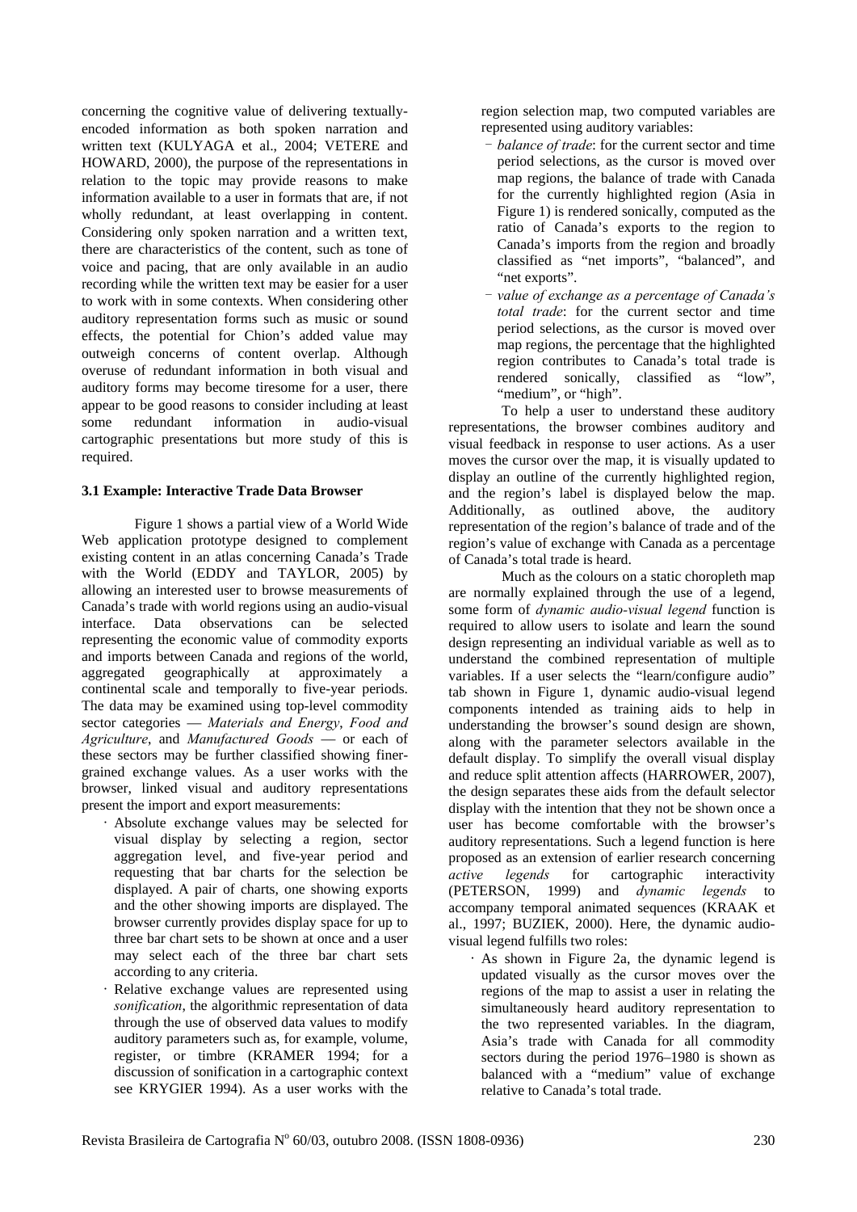concerning the cognitive value of delivering textually-encoded information as both spoken narration and written text (KULYAGA et al., 2004; VETERE and HOWARD, 2000), the purpose of the representations in relation to the topic may provide reasons to make information available to a user in formats that are, if not wholly redundant, at least overlapping in content. Considering only spoken narration and a written text, there are characteristics of the content, such as tone of voice and pacing, that are only available in an audio recording while the written text may be easier for a user to work with in some contexts. When considering other auditory representation forms such as music or sound effects, the potential for Chion's added value may outweigh concerns of content overlap. Although overuse of redundant information in both visual and auditory forms may become tiresome for a user, there appear to be good reasons to consider including at least some redundant information in audio-visual cartographic presentations but more study of this is required.

### 3.1 Example: Interactive Trade Data Browser

Figure 1 shows a partial view of a World Wide Web application prototype designed to complement existing content in an atlas concerning Canada's Trade with the World (EDDY and TAYLOR, 2005) by allowing an interested user to browse measurements of Canada's trade with world regions using an audio-visual interface. Data observations can be selected representing the economic value of commodity exports and imports between Canada and regions of the world, aggregated geographically at approximately a continental scale and temporally to five-year periods. The data may be examined using top-level commodity sector categories — *Materials and Energy*, *Food and Agriculture*, and *Manufactured Goods* — or each of these sectors may be further classified showing finer-grained exchange values. As a user works with the browser, linked visual and auditory representations present the import and export measurements:

- Absolute exchange values may be selected for visual display by selecting a region, sector aggregation level, and five-year period and requesting that bar charts for the selection be displayed. A pair of charts, one showing exports and the other showing imports are displayed. The browser currently provides display space for up to three bar chart sets to be shown at once and a user may select each of the three bar chart sets according to any criteria.
- Relative exchange values are represented using *sonification*, the algorithmic representation of data through the use of observed data values to modify auditory parameters such as, for example, volume, register, or timbre (KRAMER 1994; for a discussion of sonification in a cartographic context see KRYGIER 1994). As a user works with the region selection map, two computed variables are represented using auditory variables:
  - *balance of trade*: for the current sector and time period selections, as the cursor is moved over map regions, the balance of trade with Canada for the currently highlighted region (Asia in Figure 1) is rendered sonically, computed as the ratio of Canada's exports to the region to Canada's imports from the region and broadly classified as "net imports", "balanced", and "net exports".
  - *value of exchange as a percentage of Canada's total trade*: for the current sector and time period selections, as the cursor is moved over map regions, the percentage that the highlighted region contributes to Canada's total trade is rendered sonically, classified as "low", "medium", or "high".

To help a user to understand these auditory representations, the browser combines auditory and visual feedback in response to user actions. As a user moves the cursor over the map, it is visually updated to display an outline of the currently highlighted region, and the region's label is displayed below the map. Additionally, as outlined above, the auditory representation of the region's balance of trade and of the region's value of exchange with Canada as a percentage of Canada's total trade is heard.

Much as the colours on a static choropleth map are normally explained through the use of a legend, some form of *dynamic audio-visual legend* function is required to allow users to isolate and learn the sound design representing an individual variable as well as to understand the combined representation of multiple variables. If a user selects the "learn/configure audio" tab shown in Figure 1, dynamic audio-visual legend components intended as training aids to help in understanding the browser's sound design are shown, along with the parameter selectors available in the default display. To simplify the overall visual display and reduce split attention affects (HARROWER, 2007), the design separates these aids from the default selector display with the intention that they not be shown once a user has become comfortable with the browser's auditory representations. Such a legend function is here proposed as an extension of earlier research concerning *active legends* for cartographic interactivity (PETERSON, 1999) and *dynamic legends* to accompany temporal animated sequences (KRAAK et al., 1997; BUZIEK, 2000). Here, the dynamic audio-visual legend fulfills two roles:

- As shown in Figure 2a, the dynamic legend is updated visually as the cursor moves over the regions of the map to assist a user in relating the simultaneously heard auditory representation to the two represented variables. In the diagram, Asia's trade with Canada for all commodity sectors during the period 1976–1980 is shown as balanced with a "medium" value of exchange relative to Canada's total trade.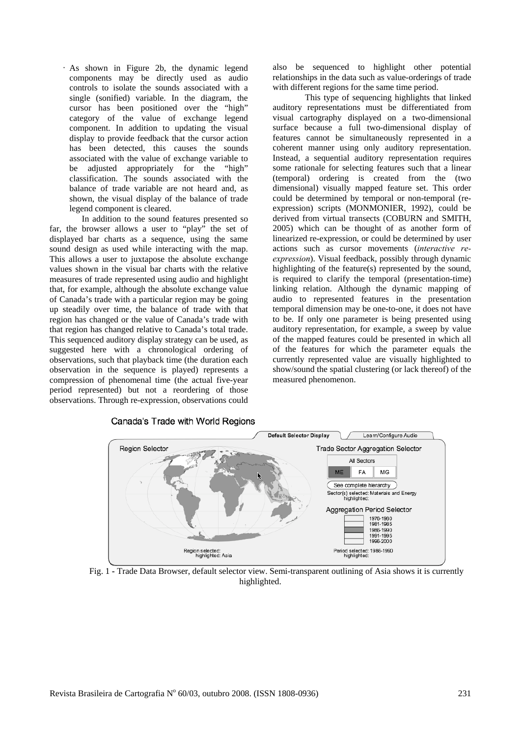- As shown in Figure 2b, the dynamic legend components may be directly used as audio controls to isolate the sounds associated with a single (sonified) variable. In the diagram, the cursor has been positioned over the "high" category of the value of exchange legend component. In addition to updating the visual display to provide feedback that the cursor action has been detected, this causes the sounds associated with the value of exchange variable to be adjusted appropriately for the "high" classification. The sounds associated with the balance of trade variable are not heard and, as shown, the visual display of the balance of trade legend component is cleared.

In addition to the sound features presented so far, the browser allows a user to "play" the set of displayed bar charts as a sequence, using the same sound design as used while interacting with the map. This allows a user to juxtapose the absolute exchange values shown in the visual bar charts with the relative measures of trade represented using audio and highlight that, for example, although the absolute exchange value of Canada's trade with a particular region may be going up steadily over time, the balance of trade with that region has changed or the value of Canada's trade with that region has changed relative to Canada's total trade. This sequenced auditory display strategy can be used, as suggested here with a chronological ordering of observations, such that playback time (the duration each observation in the sequence is played) represents a compression of phenomenal time (the actual five-year period represented) but not a reordering of those observations. Through re-expression, observations could also be sequenced to highlight other potential relationships in the data such as value-orderings of trade with different regions for the same time period.

This type of sequencing highlights that linked auditory representations must be differentiated from visual cartography displayed on a two-dimensional surface because a full two-dimensional display of features cannot be simultaneously represented in a coherent manner using only auditory representation. Instead, a sequential auditory representation requires some rationale for selecting features such that a linear (temporal) ordering is created from the (two dimensional) visually mapped feature set. This order could be determined by temporal or non-temporal (re-expression) scripts (MONMONIER, 1992), could be derived from virtual transects (COBURN and SMITH, 2005) which can be thought of as another form of linearized re-expression, or could be determined by user actions such as cursor movements (*interactive re-expression*). Visual feedback, possibly through dynamic highlighting of the feature(s) represented by the sound, is required to clarify the temporal (presentation-time) linking relation. Although the dynamic mapping of audio to represented features in the presentation temporal dimension may be one-to-one, it does not have to be. If only one parameter is being presented using auditory representation, for example, a sweep by value of the mapped features could be presented in which all of the features for which the parameter equals the currently represented value are visually highlighted to show/sound the spatial clustering (or lack thereof) of the measured phenomenon.

Fig. 1 - Trade Data Browser, default selector view. Semi-transparent outlining of Asia shows it is currently highlighted.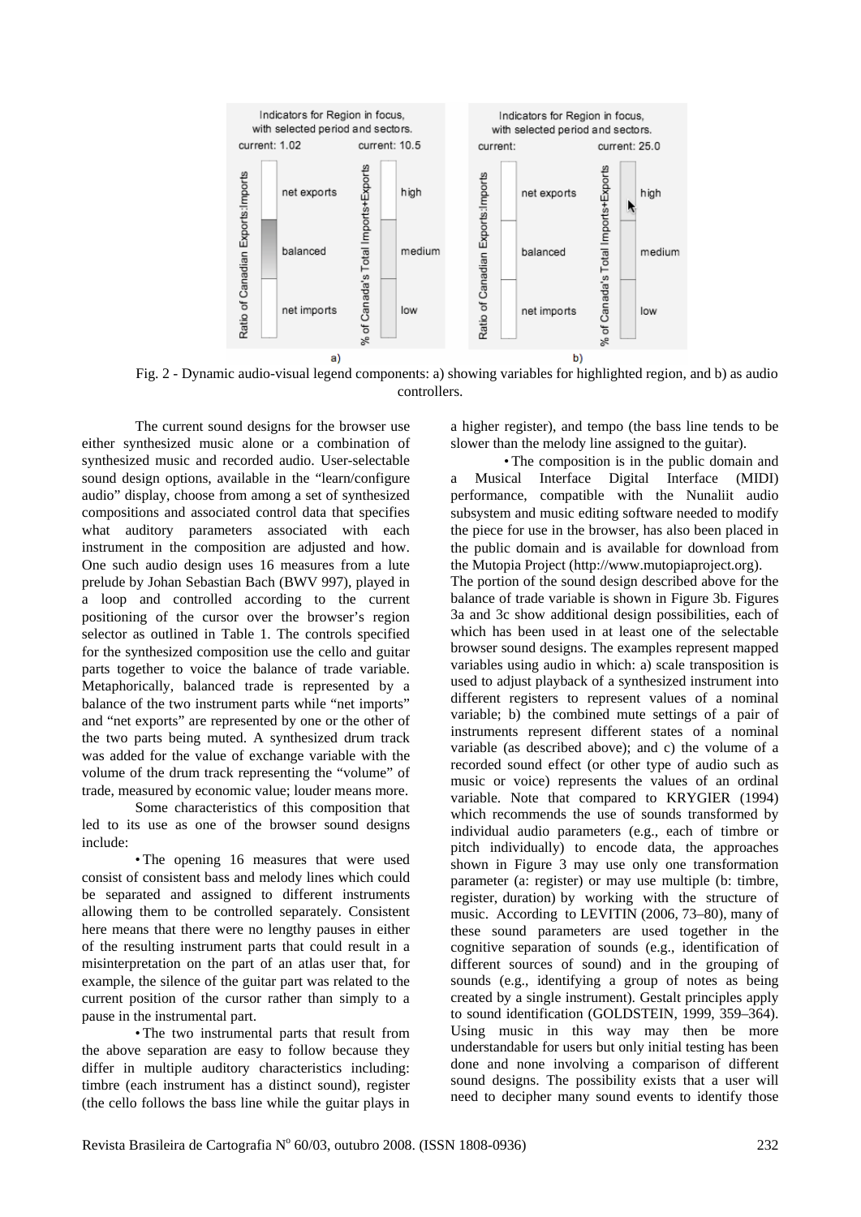Fig. 2 - Dynamic audio-visual legend components: a) showing variables for highlighted region, and b) as audio controllers.

The current sound designs for the browser use either synthesized music alone or a combination of synthesized music and recorded audio. User-selectable sound design options, available in the "learn/configure audio" display, choose from among a set of synthesized compositions and associated control data that specifies what auditory parameters associated with each instrument in the composition are adjusted and how. One such audio design uses 16 measures from a lute prelude by Johan Sebastian Bach (BWV 997), played in a loop and controlled according to the current positioning of the cursor over the browser's region selector as outlined in Table 1. The controls specified for the synthesized composition use the cello and guitar parts together to voice the balance of trade variable. Metaphorically, balanced trade is represented by a balance of the two instrument parts while "net imports" and "net exports" are represented by one or the other of the two parts being muted. A synthesized drum track was added for the value of exchange variable with the volume of the drum track representing the "volume" of trade, measured by economic value; louder means more.

Some characteristics of this composition that led to its use as one of the browser sound designs include:

- The opening 16 measures that were used consist of consistent bass and melody lines which could be separated and assigned to different instruments allowing them to be controlled separately. Consistent here means that there were no lengthy pauses in either of the resulting instrument parts that could result in a misinterpretation on the part of an atlas user that, for example, the silence of the guitar part was related to the current position of the cursor rather than simply to a pause in the instrumental part.
- The two instrumental parts that result from the above separation are easy to follow because they differ in multiple auditory characteristics including: timbre (each instrument has a distinct sound), register (the cello follows the bass line while the guitar plays in a higher register), and tempo (the bass line tends to be slower than the melody line assigned to the guitar).
- The composition is in the public domain and a Musical Interface Digital Interface (MIDI) performance, compatible with the Nunaliit audio subsystem and music editing software needed to modify the piece for use in the browser, has also been placed in the public domain and is available for download from the Mutopia Project (http://www.mutopiaproject.org).

The portion of the sound design described above for the balance of trade variable is shown in Figure 3b. Figures 3a and 3c show additional design possibilities, each of which has been used in at least one of the selectable browser sound designs. The examples represent mapped variables using audio in which: a) scale transposition is used to adjust playback of a synthesized instrument into different registers to represent values of a nominal variable; b) the combined mute settings of a pair of instruments represent different states of a nominal variable (as described above); and c) the volume of a recorded sound effect (or other type of audio such as music or voice) represents the values of an ordinal variable. Note that compared to KRYGIER (1994) which recommends the use of sounds transformed by individual audio parameters (e.g., each of timbre or pitch individually) to encode data, the approaches shown in Figure 3 may use only one transformation parameter (a: register) or may use multiple (b: timbre, register, duration) by working with the structure of music. According to LEVITIN (2006, 73–80), many of these sound parameters are used together in the cognitive separation of sounds (e.g., identification of different sources of sound) and in the grouping of sounds (e.g., identifying a group of notes as being created by a single instrument). Gestalt principles apply to sound identification (GOLDSTEIN, 1999, 359–364). Using music in this way may then be more understandable for users but only initial testing has been done and none involving a comparison of different sound designs. The possibility exists that a user will need to decipher many sound events to identify those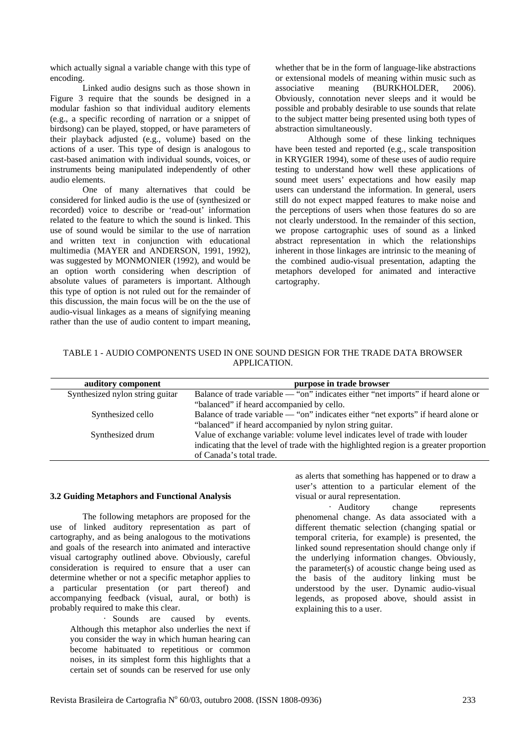which actually signal a variable change with this type of encoding.

Linked audio designs such as those shown in Figure 3 require that the sounds be designed in a modular fashion so that individual auditory elements (e.g., a specific recording of narration or a snippet of birdsong) can be played, stopped, or have parameters of their playback adjusted (e.g., volume) based on the actions of a user. This type of design is analogous to cast-based animation with individual sounds, voices, or instruments being manipulated independently of other audio elements.

One of many alternatives that could be considered for linked audio is the use of (synthesized or recorded) voice to describe or 'read-out' information related to the feature to which the sound is linked. This use of sound would be similar to the use of narration and written text in conjunction with educational multimedia (MAYER and ANDERSON, 1991, 1992), was suggested by MONMONIER (1992), and would be an option worth considering when description of absolute values of parameters is important. Although this type of option is not ruled out for the remainder of this discussion, the main focus will be on the the use of audio-visual linkages as a means of signifying meaning rather than the use of audio content to impart meaning, whether that be in the form of language-like abstractions or extensional models of meaning within music such as associative meaning (BURKHOLDER, 2006). Obviously, connotation never sleeps and it would be possible and probably desirable to use sounds that relate to the subject matter being presented using both types of abstraction simultaneously.

Although some of these linking techniques have been tested and reported (e.g., scale transposition in KRYGIER 1994), some of these uses of audio require testing to understand how well these applications of sound meet users' expectations and how easily map users can understand the information. In general, users still do not expect mapped features to make noise and the perceptions of users when those features do so are not clearly understood. In the remainder of this section, we propose cartographic uses of sound as a linked abstract representation in which the relationships inherent in those linkages are intrinsic to the meaning of the combined audio-visual presentation, adapting the metaphors developed for animated and interactive cartography.

TABLE 1 - AUDIO COMPONENTS USED IN ONE SOUND DESIGN FOR THE TRADE DATA BROWSER APPLICATION.

| auditory component | purpose in trade browser |
|---|---|
| Synthesized nylon string guitar | Balance of trade variable — "on" indicates either "net imports" if heard alone or "balanced" if heard accompanied by cello. |
| Synthesized cello | Balance of trade variable — "on" indicates either "net exports" if heard alone or "balanced" if heard accompanied by nylon string guitar. |
| Synthesized drum | Value of exchange variable: volume level indicates level of trade with louder indicating that the level of trade with the highlighted region is a greater proportion of Canada's total trade. |

### 3.2 Guiding Metaphors and Functional Analysis

The following metaphors are proposed for the use of linked auditory representation as part of cartography, and as being analogous to the motivations and goals of the research into animated and interactive visual cartography outlined above. Obviously, careful consideration is required to ensure that a user can determine whether or not a specific metaphor applies to a particular presentation (or part thereof) and accompanying feedback (visual, aural, or both) is probably required to make this clear.

· Sounds are caused by events. Although this metaphor also underlies the next if you consider the way in which human hearing can become habituated to repetitious or common noises, in its simplest form this highlights that a certain set of sounds can be reserved for use only as alerts that something has happened or to draw a user's attention to a particular element of the visual or aural representation.

· Auditory change represents phenomenal change. As data associated with a different thematic selection (changing spatial or temporal criteria, for example) is presented, the linked sound representation should change only if the underlying information changes. Obviously, the parameter(s) of acoustic change being used as the basis of the auditory linking must be understood by the user. Dynamic audio-visual legends, as proposed above, should assist in explaining this to a user.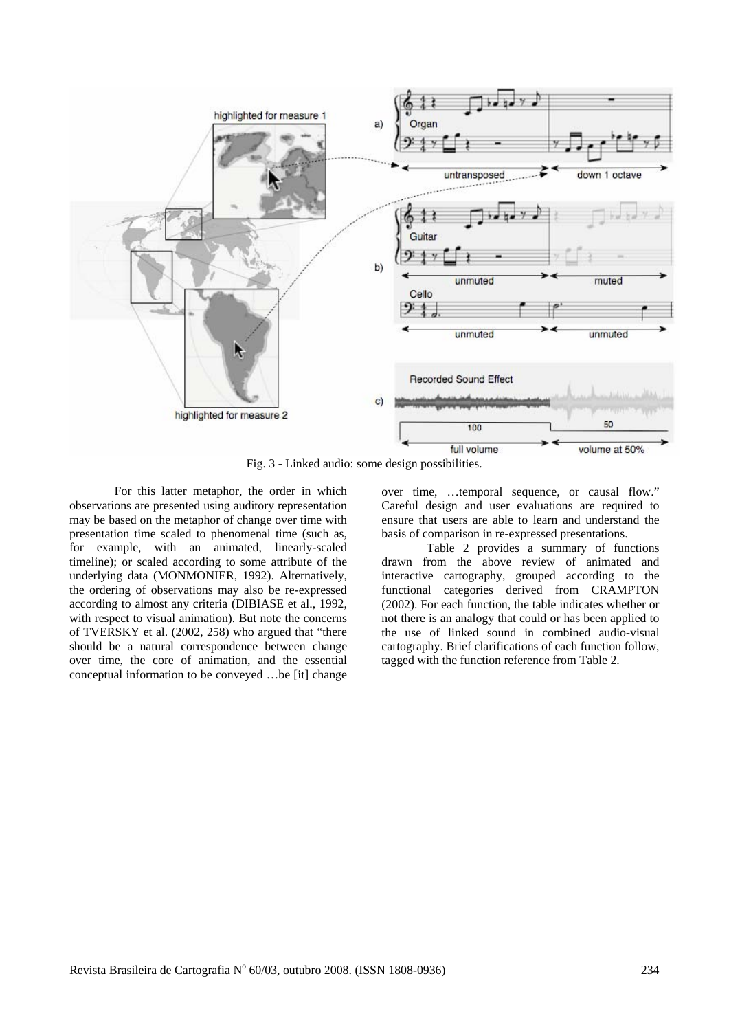Fig. 3 - Linked audio: some design possibilities.

For this latter metaphor, the order in which observations are presented using auditory representation may be based on the metaphor of change over time with presentation time scaled to phenomenal time (such as, for example, with an animated, linearly-scaled timeline); or scaled according to some attribute of the underlying data (MONMONIER, 1992). Alternatively, the ordering of observations may also be re-expressed according to almost any criteria (DIBIASE et al., 1992, with respect to visual animation). But note the concerns of TVERSKY et al. (2002, 258) who argued that "there should be a natural correspondence between change over time, the core of animation, and the essential conceptual information to be conveyed …be [it] change over time, …temporal sequence, or causal flow." Careful design and user evaluations are required to ensure that users are able to learn and understand the basis of comparison in re-expressed presentations.

Table 2 provides a summary of functions drawn from the above review of animated and interactive cartography, grouped according to the functional categories derived from CRAMPTON (2002). For each function, the table indicates whether or not there is an analogy that could or has been applied to the use of linked sound in combined audio-visual cartography. Brief clarifications of each function follow, tagged with the function reference from Table 2.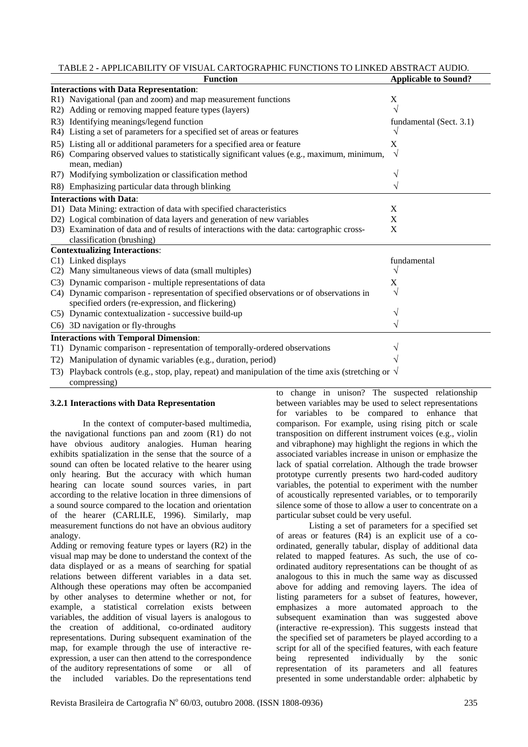TABLE 2 - APPLICABILITY OF VISUAL CARTOGRAPHIC FUNCTIONS TO LINKED ABSTRACT AUDIO.

| Function | Applicable to Sound? |
|---|---|
| **Interactions with Data Representation**: | |
| R1) Navigational (pan and zoom) and map measurement functions | X |
| R2) Adding or removing mapped feature types (layers) | √ |
| R3) Identifying meanings/legend function | fundamental (Sect. 3.1) |
| R4) Listing a set of parameters for a specified set of areas or features | √ |
| R5) Listing all or additional parameters for a specified area or feature | X |
| R6) Comparing observed values to statistically significant values (e.g., maximum, minimum, mean, median) | √ |
| R7) Modifying symbolization or classification method | √ |
| R8) Emphasizing particular data through blinking | √ |
| **Interactions with Data**: | |
| D1) Data Mining: extraction of data with specified characteristics | X |
| D2) Logical combination of data layers and generation of new variables | X |
| D3) Examination of data and of results of interactions with the data: cartographic cross-classification (brushing) | X |
| **Contextualizing Interactions**: | |
| C1) Linked displays | fundamental |
| C2) Many simultaneous views of data (small multiples) | √ |
| C3) Dynamic comparison - multiple representations of data | X |
| C4) Dynamic comparison - representation of specified observations or of observations in specified orders (re-expression, and flickering) | √ |
| C5) Dynamic contextualization - successive build-up | √ |
| C6) 3D navigation or fly-throughs | √ |
| **Interactions with Temporal Dimension**: | |
| T1) Dynamic comparison - representation of temporally-ordered observations | √ |
| T2) Manipulation of dynamic variables (e.g., duration, period) | √ |
| T3) Playback controls (e.g., stop, play, repeat) and manipulation of the time axis (stretching or compressing) | √ |

### 3.2.1 Interactions with Data Representation

In the context of computer-based multimedia, the navigational functions pan and zoom (R1) do not have obvious auditory analogies. Human hearing exhibits spatialization in the sense that the source of a sound can often be located relative to the hearer using only hearing. But the accuracy with which human hearing can locate sound sources varies, in part according to the relative location in three dimensions of a sound source compared to the location and orientation of the hearer (CARLILE, 1996). Similarly, map measurement functions do not have an obvious auditory analogy.

Adding or removing feature types or layers (R2) in the visual map may be done to understand the context of the data displayed or as a means of searching for spatial relations between different variables in a data set. Although these operations may often be accompanied by other analyses to determine whether or not, for example, a statistical correlation exists between variables, the addition of visual layers is analogous to the creation of additional, co-ordinated auditory representations. During subsequent examination of the map, for example through the use of interactive re-expression, a user can then attend to the correspondence of the auditory representations of some or all of the included variables. Do the representations tend to change in unison? The suspected relationship between variables may be used to select representations for variables to be compared to enhance that comparison. For example, using rising pitch or scale transposition on different instrument voices (e.g., violin and vibraphone) may highlight the regions in which the associated variables increase in unison or emphasize the lack of spatial correlation. Although the trade browser prototype currently presents two hard-coded auditory variables, the potential to experiment with the number of acoustically represented variables, or to temporarily silence some of those to allow a user to concentrate on a particular subset could be very useful.

Listing a set of parameters for a specified set of areas or features (R4) is an explicit use of a co-ordinated, generally tabular, display of additional data related to mapped features. As such, the use of co-ordinated auditory representations can be thought of as analogous to this in much the same way as discussed above for adding and removing layers. The idea of listing parameters for a subset of features, however, emphasizes a more automated approach to the subsequent examination than was suggested above (interactive re-expression). This suggests instead that the specified set of parameters be played according to a script for all of the specified features, with each feature being represented individually by the sonic representation of its parameters and all features presented in some understandable order: alphabetic by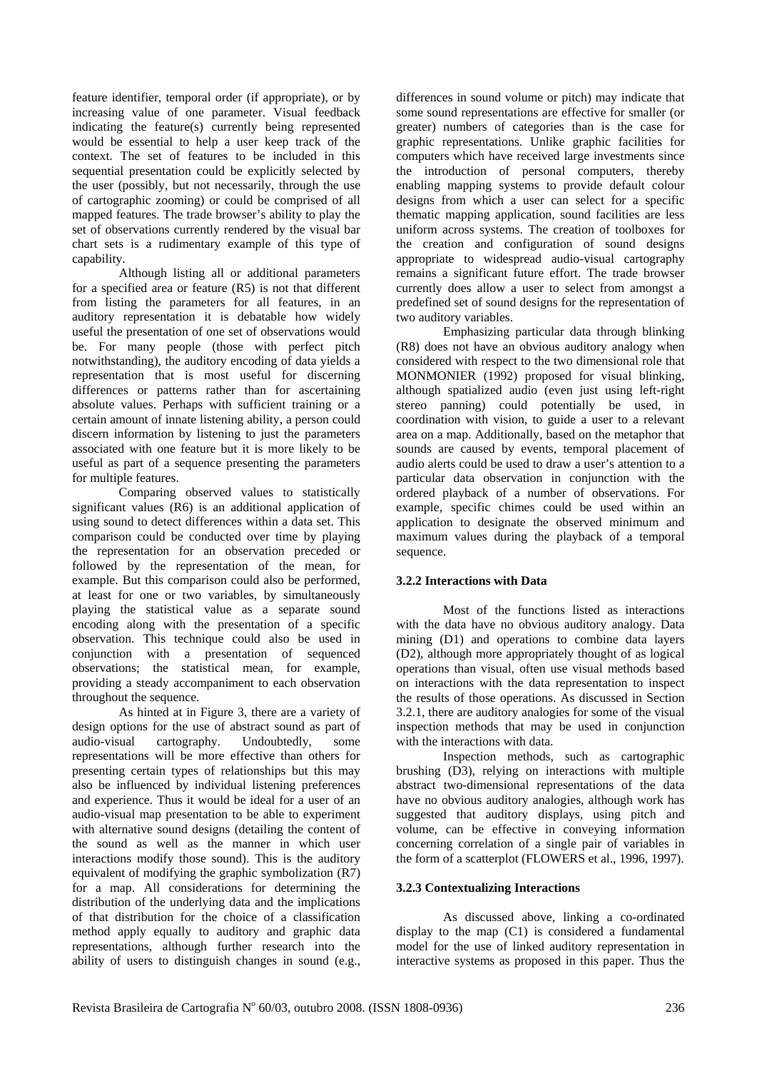feature identifier, temporal order (if appropriate), or by increasing value of one parameter. Visual feedback indicating the feature(s) currently being represented would be essential to help a user keep track of the context. The set of features to be included in this sequential presentation could be explicitly selected by the user (possibly, but not necessarily, through the use of cartographic zooming) or could be comprised of all mapped features. The trade browser's ability to play the set of observations currently rendered by the visual bar chart sets is a rudimentary example of this type of capability.

Although listing all or additional parameters for a specified area or feature (R5) is not that different from listing the parameters for all features, in an auditory representation it is debatable how widely useful the presentation of one set of observations would be. For many people (those with perfect pitch notwithstanding), the auditory encoding of data yields a representation that is most useful for discerning differences or patterns rather than for ascertaining absolute values. Perhaps with sufficient training or a certain amount of innate listening ability, a person could discern information by listening to just the parameters associated with one feature but it is more likely to be useful as part of a sequence presenting the parameters for multiple features.

Comparing observed values to statistically significant values (R6) is an additional application of using sound to detect differences within a data set. This comparison could be conducted over time by playing the representation for an observation preceded or followed by the representation of the mean, for example. But this comparison could also be performed, at least for one or two variables, by simultaneously playing the statistical value as a separate sound encoding along with the presentation of a specific observation. This technique could also be used in conjunction with a presentation of sequenced observations; the statistical mean, for example, providing a steady accompaniment to each observation throughout the sequence.

As hinted at in Figure 3, there are a variety of design options for the use of abstract sound as part of audio-visual cartography. Undoubtedly, some representations will be more effective than others for presenting certain types of relationships but this may also be influenced by individual listening preferences and experience. Thus it would be ideal for a user of an audio-visual map presentation to be able to experiment with alternative sound designs (detailing the content of the sound as well as the manner in which user interactions modify those sound). This is the auditory equivalent of modifying the graphic symbolization (R7) for a map. All considerations for determining the distribution of the underlying data and the implications of that distribution for the choice of a classification method apply equally to auditory and graphic data representations, although further research into the ability of users to distinguish changes in sound (e.g., differences in sound volume or pitch) may indicate that some sound representations are effective for smaller (or greater) numbers of categories than is the case for graphic representations. Unlike graphic facilities for computers which have received large investments since the introduction of personal computers, thereby enabling mapping systems to provide default colour designs from which a user can select for a specific thematic mapping application, sound facilities are less uniform across systems. The creation of toolboxes for the creation and configuration of sound designs appropriate to widespread audio-visual cartography remains a significant future effort. The trade browser currently does allow a user to select from amongst a predefined set of sound designs for the representation of two auditory variables.

Emphasizing particular data through blinking (R8) does not have an obvious auditory analogy when considered with respect to the two dimensional role that MONMONIER (1992) proposed for visual blinking, although spatialized audio (even just using left-right stereo panning) could potentially be used, in coordination with vision, to guide a user to a relevant area on a map. Additionally, based on the metaphor that sounds are caused by events, temporal placement of audio alerts could be used to draw a user's attention to a particular data observation in conjunction with the ordered playback of a number of observations. For example, specific chimes could be used within an application to designate the observed minimum and maximum values during the playback of a temporal sequence.

### 3.2.2 Interactions with Data

Most of the functions listed as interactions with the data have no obvious auditory analogy. Data mining (D1) and operations to combine data layers (D2), although more appropriately thought of as logical operations than visual, often use visual methods based on interactions with the data representation to inspect the results of those operations. As discussed in Section 3.2.1, there are auditory analogies for some of the visual inspection methods that may be used in conjunction with the interactions with data.

Inspection methods, such as cartographic brushing (D3), relying on interactions with multiple abstract two-dimensional representations of the data have no obvious auditory analogies, although work has suggested that auditory displays, using pitch and volume, can be effective in conveying information concerning correlation of a single pair of variables in the form of a scatterplot (FLOWERS et al., 1996, 1997).

### 3.2.3 Contextualizing Interactions

As discussed above, linking a co-ordinated display to the map (C1) is considered a fundamental model for the use of linked auditory representation in interactive systems as proposed in this paper. Thus the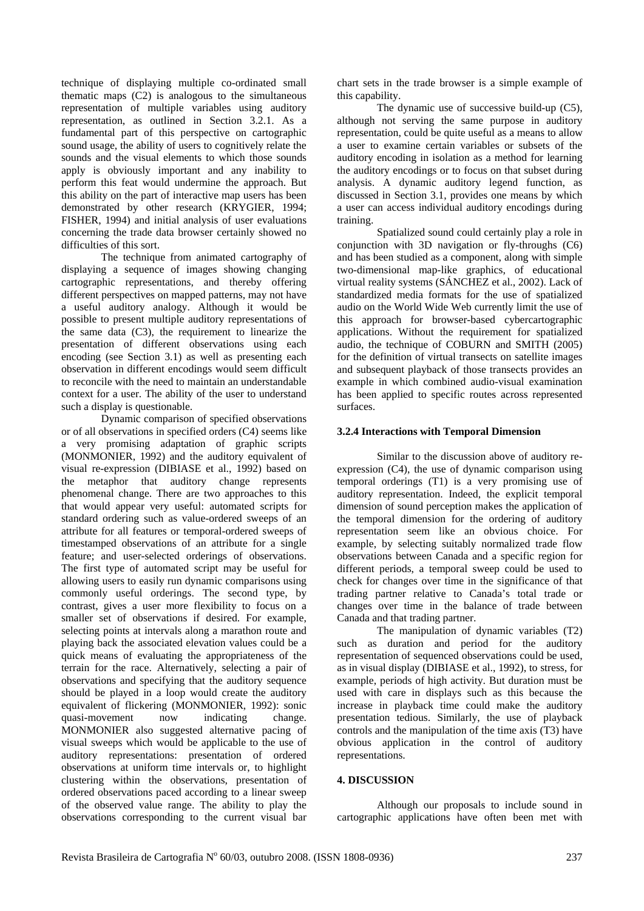technique of displaying multiple co-ordinated small thematic maps (C2) is analogous to the simultaneous representation of multiple variables using auditory representation, as outlined in Section 3.2.1. As a fundamental part of this perspective on cartographic sound usage, the ability of users to cognitively relate the sounds and the visual elements to which those sounds apply is obviously important and any inability to perform this feat would undermine the approach. But this ability on the part of interactive map users has been demonstrated by other research (KRYGIER, 1994; FISHER, 1994) and initial analysis of user evaluations concerning the trade data browser certainly showed no difficulties of this sort.

The technique from animated cartography of displaying a sequence of images showing changing cartographic representations, and thereby offering different perspectives on mapped patterns, may not have a useful auditory analogy. Although it would be possible to present multiple auditory representations of the same data (C3), the requirement to linearize the presentation of different observations using each encoding (see Section 3.1) as well as presenting each observation in different encodings would seem difficult to reconcile with the need to maintain an understandable context for a user. The ability of the user to understand such a display is questionable.

Dynamic comparison of specified observations or of all observations in specified orders (C4) seems like a very promising adaptation of graphic scripts (MONMONIER, 1992) and the auditory equivalent of visual re-expression (DIBIASE et al., 1992) based on the metaphor that auditory change represents phenomenal change. There are two approaches to this that would appear very useful: automated scripts for standard ordering such as value-ordered sweeps of an attribute for all features or temporal-ordered sweeps of timestamped observations of an attribute for a single feature; and user-selected orderings of observations. The first type of automated script may be useful for allowing users to easily run dynamic comparisons using commonly useful orderings. The second type, by contrast, gives a user more flexibility to focus on a smaller set of observations if desired. For example, selecting points at intervals along a marathon route and playing back the associated elevation values could be a quick means of evaluating the appropriateness of the terrain for the race. Alternatively, selecting a pair of observations and specifying that the auditory sequence should be played in a loop would create the auditory equivalent of flickering (MONMONIER, 1992): sonic quasi-movement now indicating change. MONMONIER also suggested alternative pacing of visual sweeps which would be applicable to the use of auditory representations: presentation of ordered observations at uniform time intervals or, to highlight clustering within the observations, presentation of ordered observations paced according to a linear sweep of the observed value range. The ability to play the observations corresponding to the current visual bar chart sets in the trade browser is a simple example of this capability.

The dynamic use of successive build-up (C5), although not serving the same purpose in auditory representation, could be quite useful as a means to allow a user to examine certain variables or subsets of the auditory encoding in isolation as a method for learning the auditory encodings or to focus on that subset during analysis. A dynamic auditory legend function, as discussed in Section 3.1, provides one means by which a user can access individual auditory encodings during training.

Spatialized sound could certainly play a role in conjunction with 3D navigation or fly-throughs (C6) and has been studied as a component, along with simple two-dimensional map-like graphics, of educational virtual reality systems (SÁNCHEZ et al., 2002). Lack of standardized media formats for the use of spatialized audio on the World Wide Web currently limit the use of this approach for browser-based cybercartographic applications. Without the requirement for spatialized audio, the technique of COBURN and SMITH (2005) for the definition of virtual transects on satellite images and subsequent playback of those transects provides an example in which combined audio-visual examination has been applied to specific routes across represented surfaces.

### 3.2.4 Interactions with Temporal Dimension

Similar to the discussion above of auditory re-expression (C4), the use of dynamic comparison using temporal orderings (T1) is a very promising use of auditory representation. Indeed, the explicit temporal dimension of sound perception makes the application of the temporal dimension for the ordering of auditory representation seem like an obvious choice. For example, by selecting suitably normalized trade flow observations between Canada and a specific region for different periods, a temporal sweep could be used to check for changes over time in the significance of that trading partner relative to Canada's total trade or changes over time in the balance of trade between Canada and that trading partner.

The manipulation of dynamic variables (T2) such as duration and period for the auditory representation of sequenced observations could be used, as in visual display (DIBIASE et al., 1992), to stress, for example, periods of high activity. But duration must be used with care in displays such as this because the increase in playback time could make the auditory presentation tedious. Similarly, the use of playback controls and the manipulation of the time axis (T3) have obvious application in the control of auditory representations.

## 4. DISCUSSION

Although our proposals to include sound in cartographic applications have often been met with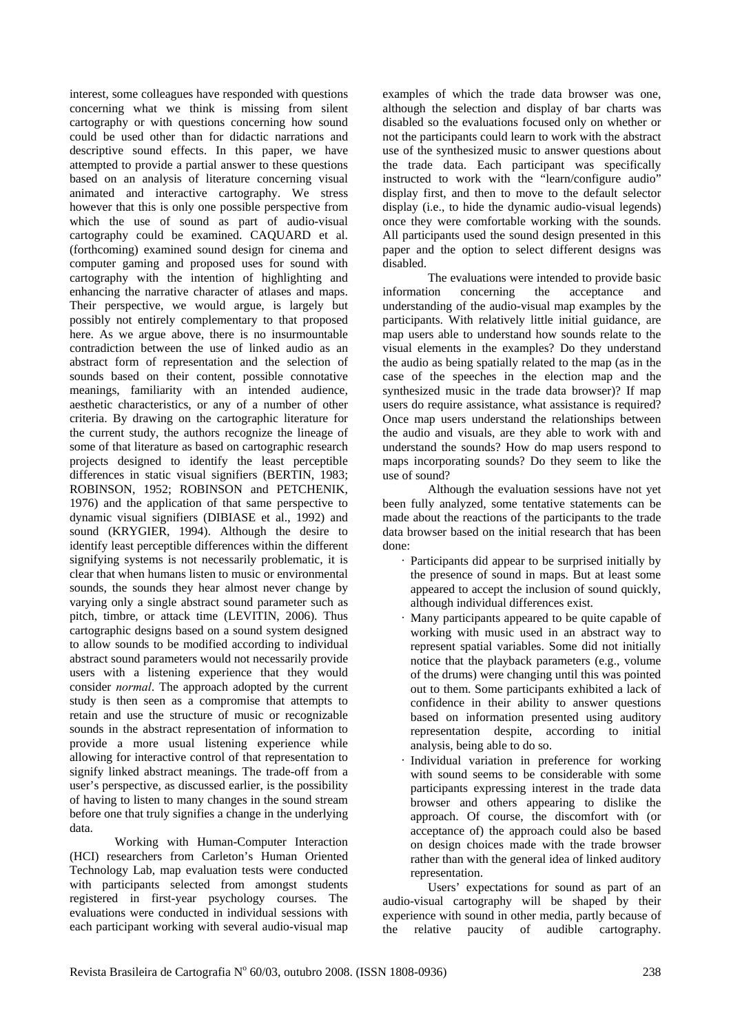interest, some colleagues have responded with questions concerning what we think is missing from silent cartography or with questions concerning how sound could be used other than for didactic narrations and descriptive sound effects. In this paper, we have attempted to provide a partial answer to these questions based on an analysis of literature concerning visual animated and interactive cartography. We stress however that this is only one possible perspective from which the use of sound as part of audio-visual cartography could be examined. CAQUARD et al. (forthcoming) examined sound design for cinema and computer gaming and proposed uses for sound with cartography with the intention of highlighting and enhancing the narrative character of atlases and maps. Their perspective, we would argue, is largely but possibly not entirely complementary to that proposed here. As we argue above, there is no insurmountable contradiction between the use of linked audio as an abstract form of representation and the selection of sounds based on their content, possible connotative meanings, familiarity with an intended audience, aesthetic characteristics, or any of a number of other criteria. By drawing on the cartographic literature for the current study, the authors recognize the lineage of some of that literature as based on cartographic research projects designed to identify the least perceptible differences in static visual signifiers (BERTIN, 1983; ROBINSON, 1952; ROBINSON and PETCHENIK, 1976) and the application of that same perspective to dynamic visual signifiers (DIBIASE et al., 1992) and sound (KRYGIER, 1994). Although the desire to identify least perceptible differences within the different signifying systems is not necessarily problematic, it is clear that when humans listen to music or environmental sounds, the sounds they hear almost never change by varying only a single abstract sound parameter such as pitch, timbre, or attack time (LEVITIN, 2006). Thus cartographic designs based on a sound system designed to allow sounds to be modified according to individual abstract sound parameters would not necessarily provide users with a listening experience that they would consider *normal*. The approach adopted by the current study is then seen as a compromise that attempts to retain and use the structure of music or recognizable sounds in the abstract representation of information to provide a more usual listening experience while allowing for interactive control of that representation to signify linked abstract meanings. The trade-off from a user's perspective, as discussed earlier, is the possibility of having to listen to many changes in the sound stream before one that truly signifies a change in the underlying data.

Working with Human-Computer Interaction (HCI) researchers from Carleton's Human Oriented Technology Lab, map evaluation tests were conducted with participants selected from amongst students registered in first-year psychology courses. The evaluations were conducted in individual sessions with each participant working with several audio-visual map examples of which the trade data browser was one, although the selection and display of bar charts was disabled so the evaluations focused only on whether or not the participants could learn to work with the abstract use of the synthesized music to answer questions about the trade data. Each participant was specifically instructed to work with the "learn/configure audio" display first, and then to move to the default selector display (i.e., to hide the dynamic audio-visual legends) once they were comfortable working with the sounds. All participants used the sound design presented in this paper and the option to select different designs was disabled.

The evaluations were intended to provide basic information concerning the acceptance and understanding of the audio-visual map examples by the participants. With relatively little initial guidance, are map users able to understand how sounds relate to the visual elements in the examples? Do they understand the audio as being spatially related to the map (as in the case of the speeches in the election map and the synthesized music in the trade data browser)? If map users do require assistance, what assistance is required? Once map users understand the relationships between the audio and visuals, are they able to work with and understand the sounds? How do map users respond to maps incorporating sounds? Do they seem to like the use of sound?

Although the evaluation sessions have not yet been fully analyzed, some tentative statements can be made about the reactions of the participants to the trade data browser based on the initial research that has been done:

- Participants did appear to be surprised initially by the presence of sound in maps. But at least some appeared to accept the inclusion of sound quickly, although individual differences exist.
- Many participants appeared to be quite capable of working with music used in an abstract way to represent spatial variables. Some did not initially notice that the playback parameters (e.g., volume of the drums) were changing until this was pointed out to them. Some participants exhibited a lack of confidence in their ability to answer questions based on information presented using auditory representation despite, according to initial analysis, being able to do so.
- Individual variation in preference for working with sound seems to be considerable with some participants expressing interest in the trade data browser and others appearing to dislike the approach. Of course, the discomfort with (or acceptance of) the approach could also be based on design choices made with the trade browser rather than with the general idea of linked auditory representation.

Users' expectations for sound as part of an audio-visual cartography will be shaped by their experience with sound in other media, partly because of the relative paucity of audible cartography.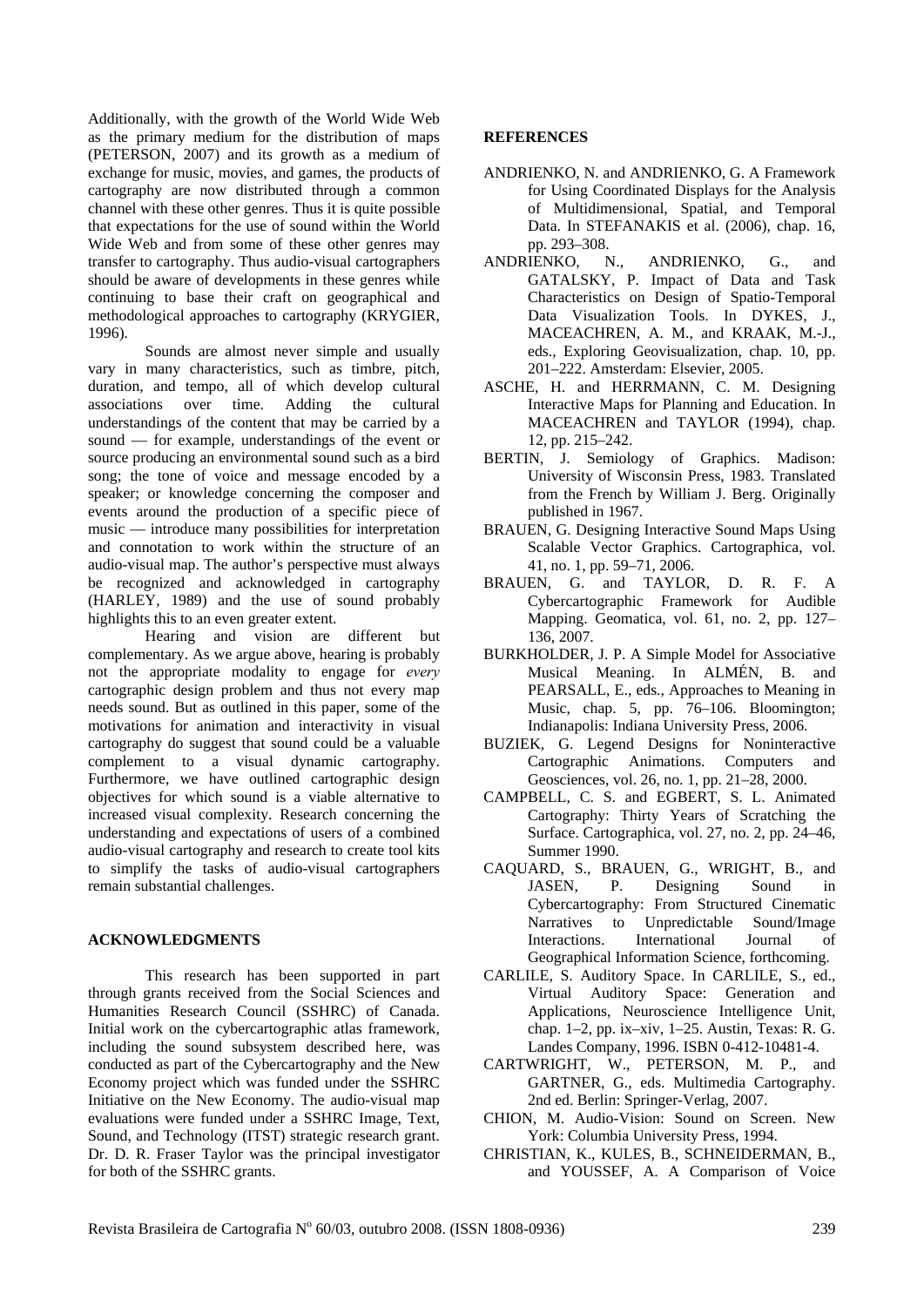Additionally, with the growth of the World Wide Web as the primary medium for the distribution of maps (PETERSON, 2007) and its growth as a medium of exchange for music, movies, and games, the products of cartography are now distributed through a common channel with these other genres. Thus it is quite possible that expectations for the use of sound within the World Wide Web and from some of these other genres may transfer to cartography. Thus audio-visual cartographers should be aware of developments in these genres while continuing to base their craft on geographical and methodological approaches to cartography (KRYGIER, 1996).

Sounds are almost never simple and usually vary in many characteristics, such as timbre, pitch, duration, and tempo, all of which develop cultural associations over time. Adding the cultural understandings of the content that may be carried by a sound — for example, understandings of the event or source producing an environmental sound such as a bird song; the tone of voice and message encoded by a speaker; or knowledge concerning the composer and events around the production of a specific piece of music — introduce many possibilities for interpretation and connotation to work within the structure of an audio-visual map. The author's perspective must always be recognized and acknowledged in cartography (HARLEY, 1989) and the use of sound probably highlights this to an even greater extent.

Hearing and vision are different but complementary. As we argue above, hearing is probably not the appropriate modality to engage for *every* cartographic design problem and thus not every map needs sound. But as outlined in this paper, some of the motivations for animation and interactivity in visual cartography do suggest that sound could be a valuable complement to a visual dynamic cartography. Furthermore, we have outlined cartographic design objectives for which sound is a viable alternative to increased visual complexity. Research concerning the understanding and expectations of users of a combined audio-visual cartography and research to create tool kits to simplify the tasks of audio-visual cartographers remain substantial challenges.

## ACKNOWLEDGMENTS

This research has been supported in part through grants received from the Social Sciences and Humanities Research Council (SSHRC) of Canada. Initial work on the cybercartographic atlas framework, including the sound subsystem described here, was conducted as part of the Cybercartography and the New Economy project which was funded under the SSHRC Initiative on the New Economy. The audio-visual map evaluations were funded under a SSHRC Image, Text, Sound, and Technology (ITST) strategic research grant. Dr. D. R. Fraser Taylor was the principal investigator for both of the SSHRC grants.

## REFERENCES

ANDRIENKO, N. and ANDRIENKO, G. A Framework for Using Coordinated Displays for the Analysis of Multidimensional, Spatial, and Temporal Data. In STEFANAKIS et al. (2006), chap. 16, pp. 293–308.

ANDRIENKO, N., ANDRIENKO, G., and GATALSKY, P. Impact of Data and Task Characteristics on Design of Spatio-Temporal Data Visualization Tools. In DYKES, J., MACEACHREN, A. M., and KRAAK, M.-J., eds., Exploring Geovisualization, chap. 10, pp. 201–222. Amsterdam: Elsevier, 2005.

ASCHE, H. and HERRMANN, C. M. Designing Interactive Maps for Planning and Education. In MACEACHREN and TAYLOR (1994), chap. 12, pp. 215–242.

BERTIN, J. Semiology of Graphics. Madison: University of Wisconsin Press, 1983. Translated from the French by William J. Berg. Originally published in 1967.

BRAUEN, G. Designing Interactive Sound Maps Using Scalable Vector Graphics. Cartographica, vol. 41, no. 1, pp. 59–71, 2006.

BRAUEN, G. and TAYLOR, D. R. F. A Cybercartographic Framework for Audible Mapping. Geomatica, vol. 61, no. 2, pp. 127–136, 2007.

BURKHOLDER, J. P. A Simple Model for Associative Musical Meaning. In ALMÉN, B. and PEARSALL, E., eds., Approaches to Meaning in Music, chap. 5, pp. 76–106. Bloomington; Indianapolis: Indiana University Press, 2006.

BUZIEK, G. Legend Designs for Noninteractive Cartographic Animations. Computers and Geosciences, vol. 26, no. 1, pp. 21–28, 2000.

CAMPBELL, C. S. and EGBERT, S. L. Animated Cartography: Thirty Years of Scratching the Surface. Cartographica, vol. 27, no. 2, pp. 24–46, Summer 1990.

CAQUARD, S., BRAUEN, G., WRIGHT, B., and JASEN, P. Designing Sound in Cybercartography: From Structured Cinematic Narratives to Unpredictable Sound/Image Interactions. International Journal of Geographical Information Science, forthcoming.

CARLILE, S. Auditory Space. In CARLILE, S., ed., Virtual Auditory Space: Generation and Applications, Neuroscience Intelligence Unit, chap. 1–2, pp. ix–xiv, 1–25. Austin, Texas: R. G. Landes Company, 1996. ISBN 0-412-10481-4.

CARTWRIGHT, W., PETERSON, M. P., and GARTNER, G., eds. Multimedia Cartography. 2nd ed. Berlin: Springer-Verlag, 2007.

CHION, M. Audio-Vision: Sound on Screen. New York: Columbia University Press, 1994.

CHRISTIAN, K., KULES, B., SCHNEIDERMAN, B., and YOUSSEF, A. A Comparison of Voice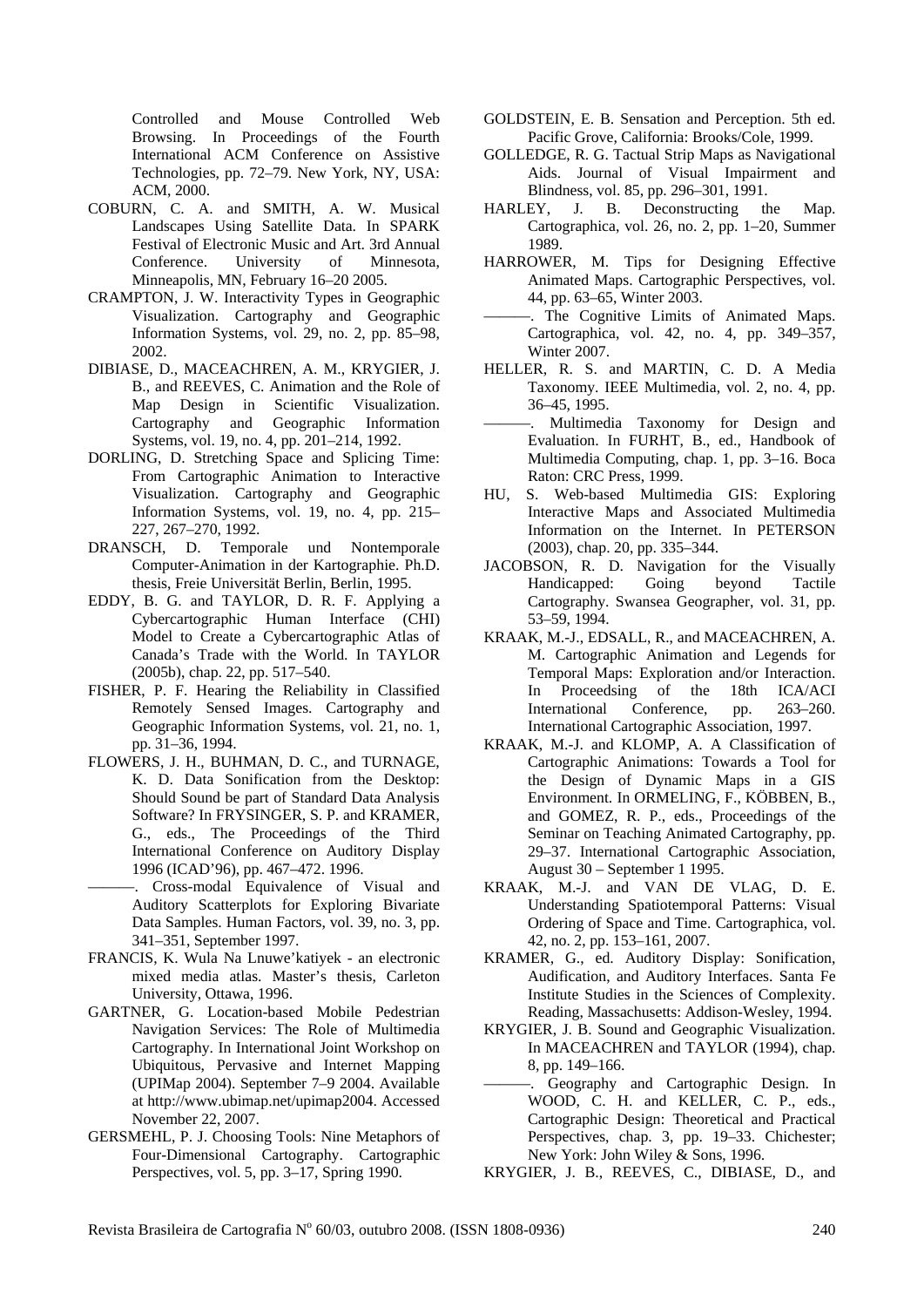Controlled and Mouse Controlled Web Browsing. In Proceedings of the Fourth International ACM Conference on Assistive Technologies, pp. 72–79. New York, NY, USA: ACM, 2000.

COBURN, C. A. and SMITH, A. W. Musical Landscapes Using Satellite Data. In SPARK Festival of Electronic Music and Art. 3rd Annual Conference. University of Minnesota, Minneapolis, MN, February 16–20 2005.

CRAMPTON, J. W. Interactivity Types in Geographic Visualization. Cartography and Geographic Information Systems, vol. 29, no. 2, pp. 85–98, 2002.

DIBIASE, D., MACEACHREN, A. M., KRYGIER, J. B., and REEVES, C. Animation and the Role of Map Design in Scientific Visualization. Cartography and Geographic Information Systems, vol. 19, no. 4, pp. 201–214, 1992.

DORLING, D. Stretching Space and Splicing Time: From Cartographic Animation to Interactive Visualization. Cartography and Geographic Information Systems, vol. 19, no. 4, pp. 215–227, 267–270, 1992.

DRANSCH, D. Temporale und Nontemporale Computer-Animation in der Kartographie. Ph.D. thesis, Freie Universität Berlin, Berlin, 1995.

EDDY, B. G. and TAYLOR, D. R. F. Applying a Cybercartographic Human Interface (CHI) Model to Create a Cybercartographic Atlas of Canada's Trade with the World. In TAYLOR (2005b), chap. 22, pp. 517–540.

FISHER, P. F. Hearing the Reliability in Classified Remotely Sensed Images. Cartography and Geographic Information Systems, vol. 21, no. 1, pp. 31–36, 1994.

FLOWERS, J. H., BUHMAN, D. C., and TURNAGE, K. D. Data Sonification from the Desktop: Should Sound be part of Standard Data Analysis Software? In FRYSINGER, S. P. and KRAMER, G., eds., The Proceedings of the Third International Conference on Auditory Display 1996 (ICAD'96), pp. 467–472. 1996.

———. Cross-modal Equivalence of Visual and Auditory Scatterplots for Exploring Bivariate Data Samples. Human Factors, vol. 39, no. 3, pp. 341–351, September 1997.

FRANCIS, K. Wula Na Lnuwe'katiyek - an electronic mixed media atlas. Master's thesis, Carleton University, Ottawa, 1996.

GARTNER, G. Location-based Mobile Pedestrian Navigation Services: The Role of Multimedia Cartography. In International Joint Workshop on Ubiquitous, Pervasive and Internet Mapping (UPIMap 2004). September 7–9 2004. Available at http://www.ubimap.net/upimap2004. Accessed November 22, 2007.

GERSMEHL, P. J. Choosing Tools: Nine Metaphors of Four-Dimensional Cartography. Cartographic Perspectives, vol. 5, pp. 3–17, Spring 1990.

GOLDSTEIN, E. B. Sensation and Perception. 5th ed. Pacific Grove, California: Brooks/Cole, 1999.

GOLLEDGE, R. G. Tactual Strip Maps as Navigational Aids. Journal of Visual Impairment and Blindness, vol. 85, pp. 296–301, 1991.

HARLEY, J. B. Deconstructing the Map. Cartographica, vol. 26, no. 2, pp. 1–20, Summer 1989.

HARROWER, M. Tips for Designing Effective Animated Maps. Cartographic Perspectives, vol. 44, pp. 63–65, Winter 2003.

———. The Cognitive Limits of Animated Maps. Cartographica, vol. 42, no. 4, pp. 349–357, Winter 2007.

HELLER, R. S. and MARTIN, C. D. A Media Taxonomy. IEEE Multimedia, vol. 2, no. 4, pp. 36–45, 1995.

———. Multimedia Taxonomy for Design and Evaluation. In FURHT, B., ed., Handbook of Multimedia Computing, chap. 1, pp. 3–16. Boca Raton: CRC Press, 1999.

HU, S. Web-based Multimedia GIS: Exploring Interactive Maps and Associated Multimedia Information on the Internet. In PETERSON (2003), chap. 20, pp. 335–344.

JACOBSON, R. D. Navigation for the Visually Handicapped: Going beyond Tactile Cartography. Swansea Geographer, vol. 31, pp. 53–59, 1994.

KRAAK, M.-J., EDSALL, R., and MACEACHREN, A. M. Cartographic Animation and Legends for Temporal Maps: Exploration and/or Interaction. In Proceedsing of the 18th ICA/ACI International Conference, pp. 263–260. International Cartographic Association, 1997.

KRAAK, M.-J. and KLOMP, A. A Classification of Cartographic Animations: Towards a Tool for the Design of Dynamic Maps in a GIS Environment. In ORMELING, F., KÖBBEN, B., and GOMEZ, R. P., eds., Proceedings of the Seminar on Teaching Animated Cartography, pp. 29–37. International Cartographic Association, August 30 – September 1 1995.

KRAAK, M.-J. and VAN DE VLAG, D. E. Understanding Spatiotemporal Patterns: Visual Ordering of Space and Time. Cartographica, vol. 42, no. 2, pp. 153–161, 2007.

KRAMER, G., ed. Auditory Display: Sonification, Audification, and Auditory Interfaces. Santa Fe Institute Studies in the Sciences of Complexity. Reading, Massachusetts: Addison-Wesley, 1994.

KRYGIER, J. B. Sound and Geographic Visualization. In MACEACHREN and TAYLOR (1994), chap. 8, pp. 149–166.

———. Geography and Cartographic Design. In WOOD, C. H. and KELLER, C. P., eds., Cartographic Design: Theoretical and Practical Perspectives, chap. 3, pp. 19–33. Chichester; New York: John Wiley & Sons, 1996.

KRYGIER, J. B., REEVES, C., DIBIASE, D., and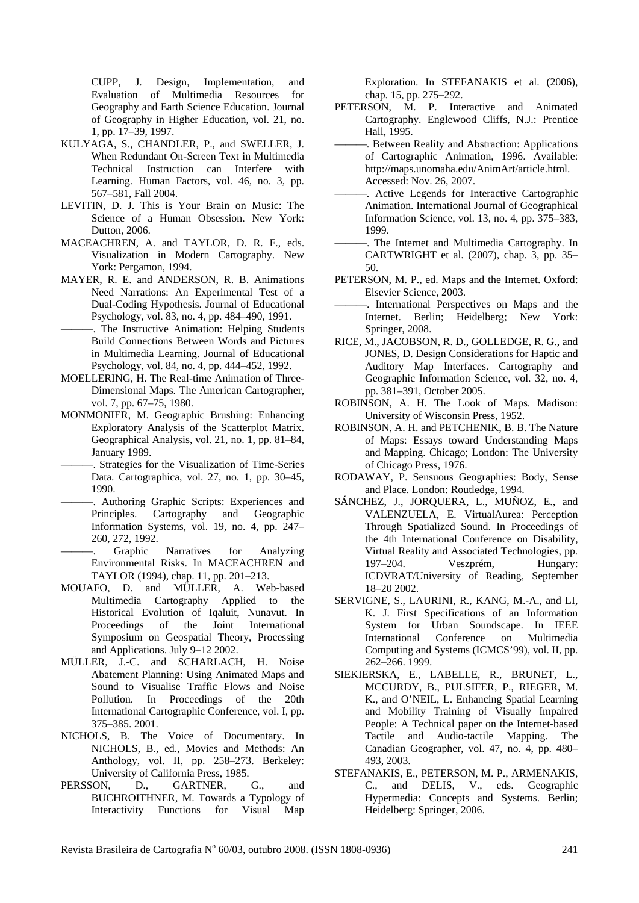CUPP, J. Design, Implementation, and Evaluation of Multimedia Resources for Geography and Earth Science Education. Journal of Geography in Higher Education, vol. 21, no. 1, pp. 17–39, 1997.

KULYAGA, S., CHANDLER, P., and SWELLER, J. When Redundant On-Screen Text in Multimedia Technical Instruction can Interfere with Learning. Human Factors, vol. 46, no. 3, pp. 567–581, Fall 2004.

LEVITIN, D. J. This is Your Brain on Music: The Science of a Human Obsession. New York: Dutton, 2006.

MACEACHREN, A. and TAYLOR, D. R. F., eds. Visualization in Modern Cartography. New York: Pergamon, 1994.

MAYER, R. E. and ANDERSON, R. B. Animations Need Narrations: An Experimental Test of a Dual-Coding Hypothesis. Journal of Educational Psychology, vol. 83, no. 4, pp. 484–490, 1991.

———. The Instructive Animation: Helping Students Build Connections Between Words and Pictures in Multimedia Learning. Journal of Educational Psychology, vol. 84, no. 4, pp. 444–452, 1992.

MOELLERING, H. The Real-time Animation of Three-Dimensional Maps. The American Cartographer, vol. 7, pp. 67–75, 1980.

MONMONIER, M. Geographic Brushing: Enhancing Exploratory Analysis of the Scatterplot Matrix. Geographical Analysis, vol. 21, no. 1, pp. 81–84, January 1989.

———. Strategies for the Visualization of Time-Series Data. Cartographica, vol. 27, no. 1, pp. 30–45, 1990.

———. Authoring Graphic Scripts: Experiences and Principles. Cartography and Geographic Information Systems, vol. 19, no. 4, pp. 247–260, 272, 1992.

———. Graphic Narratives for Analyzing Environmental Risks. In MACEACHREN and TAYLOR (1994), chap. 11, pp. 201–213.

MOUAFO, D. and MÜLLER, A. Web-based Multimedia Cartography Applied to the Historical Evolution of Iqaluit, Nunavut. In Proceedings of the Joint International Symposium on Geospatial Theory, Processing and Applications. July 9–12 2002.

MÜLLER, J.-C. and SCHARLACH, H. Noise Abatement Planning: Using Animated Maps and Sound to Visualise Traffic Flows and Noise Pollution. In Proceedings of the 20th International Cartographic Conference, vol. I, pp. 375–385. 2001.

NICHOLS, B. The Voice of Documentary. In NICHOLS, B., ed., Movies and Methods: An Anthology, vol. II, pp. 258–273. Berkeley: University of California Press, 1985.

PERSSON, D., GARTNER, G., and BUCHROITHNER, M. Towards a Typology of Interactivity Functions for Visual Map Exploration. In STEFANAKIS et al. (2006), chap. 15, pp. 275–292.

PETERSON, M. P. Interactive and Animated Cartography. Englewood Cliffs, N.J.: Prentice Hall, 1995.

———. Between Reality and Abstraction: Applications of Cartographic Animation, 1996. Available: http://maps.unomaha.edu/AnimArt/article.html. Accessed: Nov. 26, 2007.

———. Active Legends for Interactive Cartographic Animation. International Journal of Geographical Information Science, vol. 13, no. 4, pp. 375–383, 1999.

———. The Internet and Multimedia Cartography. In CARTWRIGHT et al. (2007), chap. 3, pp. 35–50.

PETERSON, M. P., ed. Maps and the Internet. Oxford: Elsevier Science, 2003.

———. International Perspectives on Maps and the Internet. Berlin; Heidelberg; New York: Springer, 2008.

RICE, M., JACOBSON, R. D., GOLLEDGE, R. G., and JONES, D. Design Considerations for Haptic and Auditory Map Interfaces. Cartography and Geographic Information Science, vol. 32, no. 4, pp. 381–391, October 2005.

ROBINSON, A. H. The Look of Maps. Madison: University of Wisconsin Press, 1952.

ROBINSON, A. H. and PETCHENIK, B. B. The Nature of Maps: Essays toward Understanding Maps and Mapping. Chicago; London: The University of Chicago Press, 1976.

RODAWAY, P. Sensuous Geographies: Body, Sense and Place. London: Routledge, 1994.

SÁNCHEZ, J., JORQUERA, L., MUÑOZ, E., and VALENZUELA, E. VirtualAurea: Perception Through Spatialized Sound. In Proceedings of the 4th International Conference on Disability, Virtual Reality and Associated Technologies, pp. 197–204. Veszprém, Hungary: ICDVRAT/University of Reading, September 18–20 2002.

SERVIGNE, S., LAURINI, R., KANG, M.-A., and LI, K. J. First Specifications of an Information System for Urban Soundscape. In IEEE International Conference on Multimedia Computing and Systems (ICMCS'99), vol. II, pp. 262–266. 1999.

SIEKIERSKA, E., LABELLE, R., BRUNET, L., MCCURDY, B., PULSIFER, P., RIEGER, M. K., and O'NEIL, L. Enhancing Spatial Learning and Mobility Training of Visually Impaired People: A Technical paper on the Internet-based Tactile and Audio-tactile Mapping. The Canadian Geographer, vol. 47, no. 4, pp. 480–493, 2003.

STEFANAKIS, E., PETERSON, M. P., ARMENAKIS, C., and DELIS, V., eds. Geographic Hypermedia: Concepts and Systems. Berlin; Heidelberg: Springer, 2006.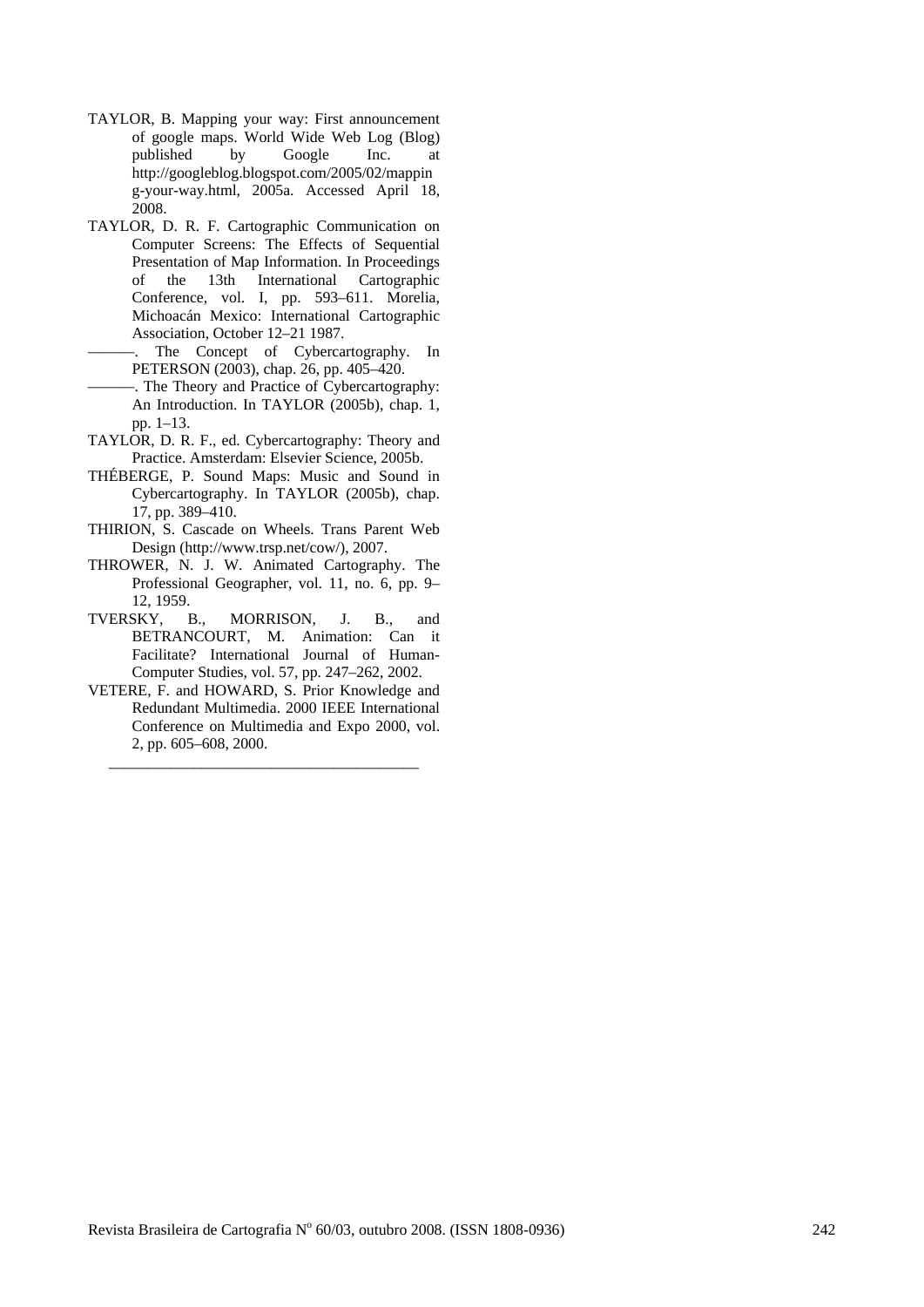TAYLOR, B. Mapping your way: First announcement of google maps. World Wide Web Log (Blog) published by Google Inc. at http://googleblog.blogspot.com/2005/02/mapping-your-way.html, 2005a. Accessed April 18, 2008.

TAYLOR, D. R. F. Cartographic Communication on Computer Screens: The Effects of Sequential Presentation of Map Information. In Proceedings of the 13th International Cartographic Conference, vol. I, pp. 593–611. Morelia, Michoacán Mexico: International Cartographic Association, October 12–21 1987.

———. The Concept of Cybercartography. In PETERSON (2003), chap. 26, pp. 405–420.

———. The Theory and Practice of Cybercartography: An Introduction. In TAYLOR (2005b), chap. 1, pp. 1–13.

TAYLOR, D. R. F., ed. Cybercartography: Theory and Practice. Amsterdam: Elsevier Science, 2005b.

THÉBERGE, P. Sound Maps: Music and Sound in Cybercartography. In TAYLOR (2005b), chap. 17, pp. 389–410.

THIRION, S. Cascade on Wheels. Trans Parent Web Design (http://www.trsp.net/cow/), 2007.

THROWER, N. J. W. Animated Cartography. The Professional Geographer, vol. 11, no. 6, pp. 9–12, 1959.

TVERSKY, B., MORRISON, J. B., and BETRANCOURT, M. Animation: Can it Facilitate? International Journal of Human-Computer Studies, vol. 57, pp. 247–262, 2002.

VETERE, F. and HOWARD, S. Prior Knowledge and Redundant Multimedia. 2000 IEEE International Conference on Multimedia and Expo 2000, vol. 2, pp. 605–608, 2000.

---